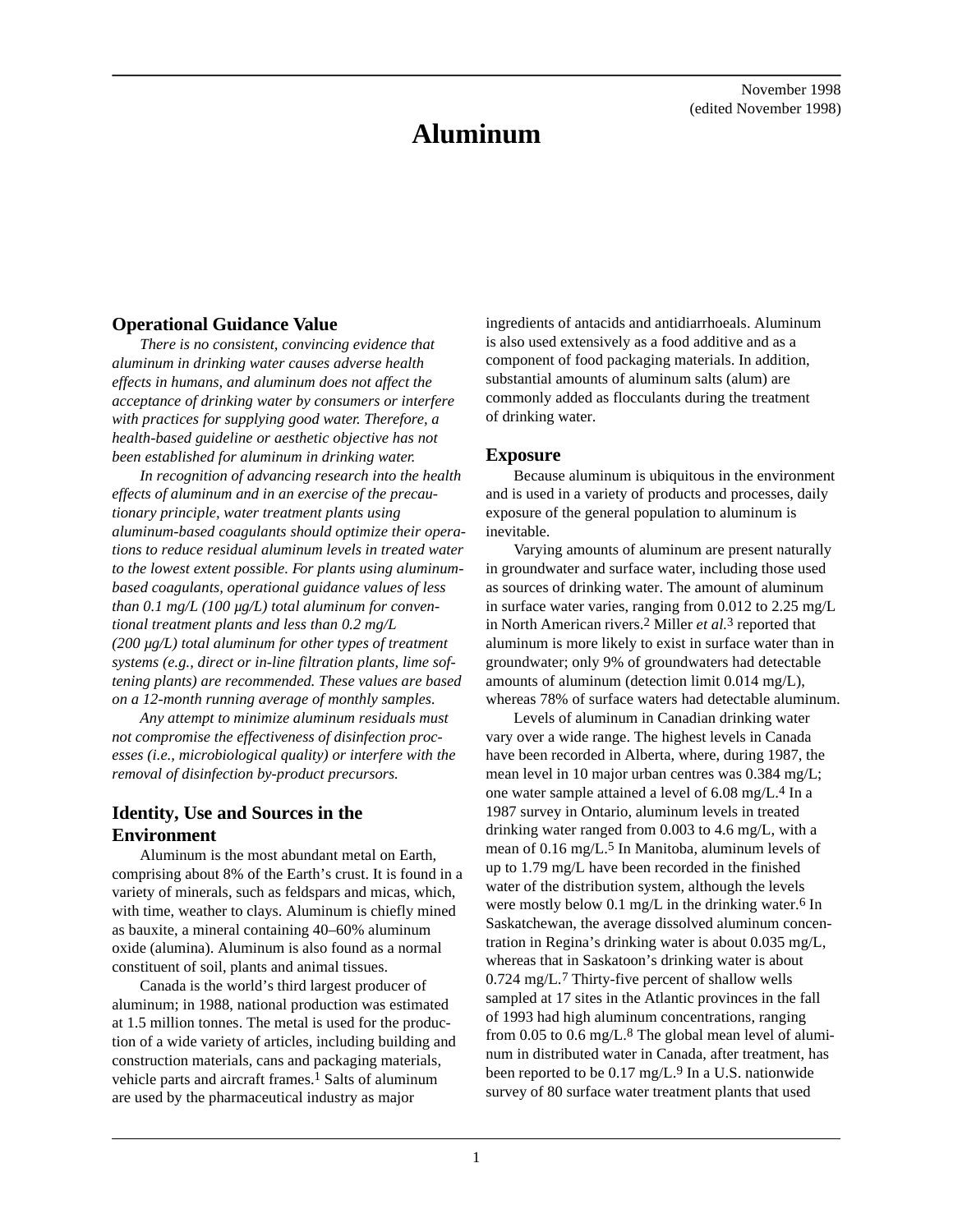November 1998
(edited November 1998)

# Aluminum

## Operational Guidance Value

*There is no consistent, convincing evidence that aluminum in drinking water causes adverse health effects in humans, and aluminum does not affect the acceptance of drinking water by consumers or interfere with practices for supplying good water. Therefore, a health-based guideline or aesthetic objective has not been established for aluminum in drinking water.*

*In recognition of advancing research into the health effects of aluminum and in an exercise of the precautionary principle, water treatment plants using aluminum-based coagulants should optimize their operations to reduce residual aluminum levels in treated water to the lowest extent possible. For plants using aluminum-based coagulants, operational guidance values of less than 0.1 mg/L (100 µg/L) total aluminum for conventional treatment plants and less than 0.2 mg/L (200 µg/L) total aluminum for other types of treatment systems (e.g., direct or in-line filtration plants, lime softening plants) are recommended. These values are based on a 12-month running average of monthly samples.*

*Any attempt to minimize aluminum residuals must not compromise the effectiveness of disinfection processes (i.e., microbiological quality) or interfere with the removal of disinfection by-product precursors.*

## Identity, Use and Sources in the Environment

Aluminum is the most abundant metal on Earth, comprising about 8% of the Earth's crust. It is found in a variety of minerals, such as feldspars and micas, which, with time, weather to clays. Aluminum is chiefly mined as bauxite, a mineral containing 40–60% aluminum oxide (alumina). Aluminum is also found as a normal constituent of soil, plants and animal tissues.

Canada is the world's third largest producer of aluminum; in 1988, national production was estimated at 1.5 million tonnes. The metal is used for the production of a wide variety of articles, including building and construction materials, cans and packaging materials, vehicle parts and aircraft frames.[1] Salts of aluminum are used by the pharmaceutical industry as major ingredients of antacids and antidiarrhoeals. Aluminum is also used extensively as a food additive and as a component of food packaging materials. In addition, substantial amounts of aluminum salts (alum) are commonly added as flocculants during the treatment of drinking water.

## Exposure

Because aluminum is ubiquitous in the environment and is used in a variety of products and processes, daily exposure of the general population to aluminum is inevitable.

Varying amounts of aluminum are present naturally in groundwater and surface water, including those used as sources of drinking water. The amount of aluminum in surface water varies, ranging from 0.012 to 2.25 mg/L in North American rivers.[2] Miller *et al.*[3] reported that aluminum is more likely to exist in surface water than in groundwater; only 9% of groundwaters had detectable amounts of aluminum (detection limit 0.014 mg/L), whereas 78% of surface waters had detectable aluminum.

Levels of aluminum in Canadian drinking water vary over a wide range. The highest levels in Canada have been recorded in Alberta, where, during 1987, the mean level in 10 major urban centres was 0.384 mg/L; one water sample attained a level of 6.08 mg/L.[4] In a 1987 survey in Ontario, aluminum levels in treated drinking water ranged from 0.003 to 4.6 mg/L, with a mean of 0.16 mg/L.[5] In Manitoba, aluminum levels of up to 1.79 mg/L have been recorded in the finished water of the distribution system, although the levels were mostly below 0.1 mg/L in the drinking water.[6] In Saskatchewan, the average dissolved aluminum concentration in Regina's drinking water is about 0.035 mg/L, whereas that in Saskatoon's drinking water is about 0.724 mg/L.[7] Thirty-five percent of shallow wells sampled at 17 sites in the Atlantic provinces in the fall of 1993 had high aluminum concentrations, ranging from 0.05 to 0.6 mg/L.[8] The global mean level of aluminum in distributed water in Canada, after treatment, has been reported to be 0.17 mg/L.[9] In a U.S. nationwide survey of 80 surface water treatment plants that used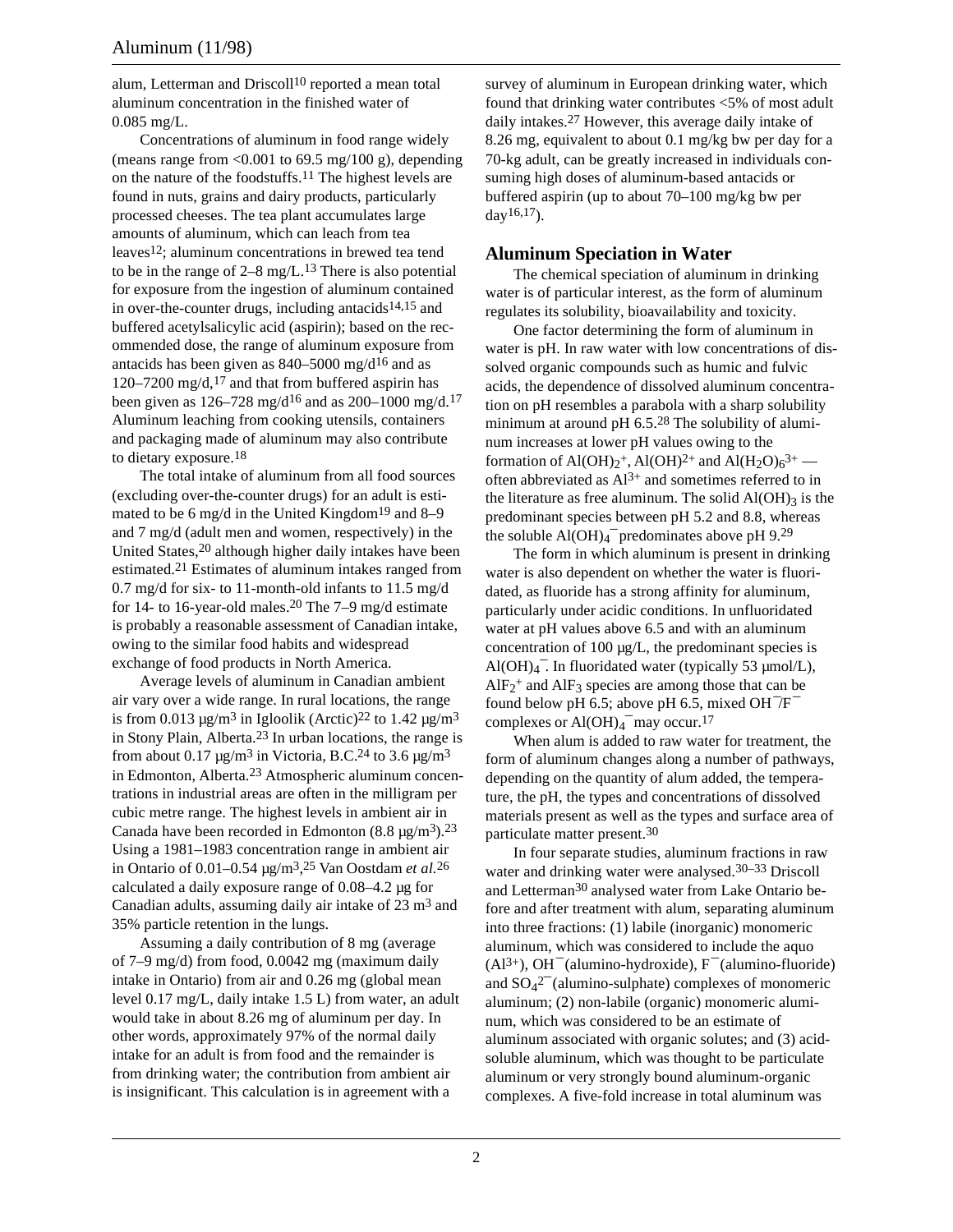alum, Letterman and Driscoll[10] reported a mean total aluminum concentration in the finished water of 0.085 mg/L.

Concentrations of aluminum in food range widely (means range from <0.001 to 69.5 mg/100 g), depending on the nature of the foodstuffs.[11] The highest levels are found in nuts, grains and dairy products, particularly processed cheeses. The tea plant accumulates large amounts of aluminum, which can leach from tea leaves[12]; aluminum concentrations in brewed tea tend to be in the range of 2–8 mg/L.[13] There is also potential for exposure from the ingestion of aluminum contained in over-the-counter drugs, including antacids[14,15] and buffered acetylsalicylic acid (aspirin); based on the recommended dose, the range of aluminum exposure from antacids has been given as 840–5000 mg/d[16] and as 120–7200 mg/d,[17] and that from buffered aspirin has been given as 126–728 mg/d[16] and as 200–1000 mg/d.[17] Aluminum leaching from cooking utensils, containers and packaging made of aluminum may also contribute to dietary exposure.[18]

The total intake of aluminum from all food sources (excluding over-the-counter drugs) for an adult is estimated to be 6 mg/d in the United Kingdom[19] and 8–9 and 7 mg/d (adult men and women, respectively) in the United States,[20] although higher daily intakes have been estimated.[21] Estimates of aluminum intakes ranged from 0.7 mg/d for six- to 11-month-old infants to 11.5 mg/d for 14- to 16-year-old males.[20] The 7–9 mg/d estimate is probably a reasonable assessment of Canadian intake, owing to the similar food habits and widespread exchange of food products in North America.

Average levels of aluminum in Canadian ambient air vary over a wide range. In rural locations, the range is from 0.013 µg/m$^3$ in Igloolik (Arctic)[22] to 1.42 µg/m$^3$ in Stony Plain, Alberta.[23] In urban locations, the range is from about 0.17 µg/m$^3$ in Victoria, B.C.[24] to 3.6 µg/m$^3$ in Edmonton, Alberta.[23] Atmospheric aluminum concentrations in industrial areas are often in the milligram per cubic metre range. The highest levels in ambient air in Canada have been recorded in Edmonton (8.8 µg/m$^3$).[23] Using a 1981–1983 concentration range in ambient air in Ontario of 0.01–0.54 µg/m$^3$,[25] Van Oostdam *et al.*[26] calculated a daily exposure range of 0.08–4.2 µg for Canadian adults, assuming daily air intake of 23 m$^3$ and 35% particle retention in the lungs.

Assuming a daily contribution of 8 mg (average of 7–9 mg/d) from food, 0.0042 mg (maximum daily intake in Ontario) from air and 0.26 mg (global mean level 0.17 mg/L, daily intake 1.5 L) from water, an adult would take in about 8.26 mg of aluminum per day. In other words, approximately 97% of the normal daily intake for an adult is from food and the remainder is from drinking water; the contribution from ambient air is insignificant. This calculation is in agreement with a survey of aluminum in European drinking water, which found that drinking water contributes <5% of most adult daily intakes.[27] However, this average daily intake of 8.26 mg, equivalent to about 0.1 mg/kg bw per day for a 70-kg adult, can be greatly increased in individuals consuming high doses of aluminum-based antacids or buffered aspirin (up to about 70–100 mg/kg bw per day[16,17]).

## Aluminum Speciation in Water

The chemical speciation of aluminum in drinking water is of particular interest, as the form of aluminum regulates its solubility, bioavailability and toxicity.

One factor determining the form of aluminum in water is pH. In raw water with low concentrations of dissolved organic compounds such as humic and fulvic acids, the dependence of dissolved aluminum concentration on pH resembles a parabola with a sharp solubility minimum at around pH 6.5.[28] The solubility of aluminum increases at lower pH values owing to the formation of $Al(OH)_2^+$, $Al(OH)^{2+}$ and $Al(H_2O)_6^{3+}$ — often abbreviated as $Al^{3+}$ and sometimes referred to in the literature as free aluminum. The solid $Al(OH)_3$ is the predominant species between pH 5.2 and 8.8, whereas the soluble $Al(OH)_4^-$ predominates above pH 9.[29]

The form in which aluminum is present in drinking water is also dependent on whether the water is fluoridated, as fluoride has a strong affinity for aluminum, particularly under acidic conditions. In unfluoridated water at pH values above 6.5 and with an aluminum concentration of 100 µg/L, the predominant species is $Al(OH)_4^-$. In fluoridated water (typically 53 µmol/L), $AlF_2^+$ and $AlF_3$ species are among those that can be found below pH 6.5; above pH 6.5, mixed $OH^-/F^-$ complexes or $Al(OH)_4^-$ may occur.[17]

When alum is added to raw water for treatment, the form of aluminum changes along a number of pathways, depending on the quantity of alum added, the temperature, the pH, the types and concentrations of dissolved materials present as well as the types and surface area of particulate matter present.[30]

In four separate studies, aluminum fractions in raw water and drinking water were analysed.[30–33] Driscoll and Letterman[30] analysed water from Lake Ontario before and after treatment with alum, separating aluminum into three fractions: (1) labile (inorganic) monomeric aluminum, which was considered to include the aquo ($Al^{3+}$), $OH^-$ (alumino-hydroxide), $F^-$ (alumino-fluoride) and $SO_4^{2-}$ (alumino-sulphate) complexes of monomeric aluminum; (2) non-labile (organic) monomeric aluminum, which was considered to be an estimate of aluminum associated with organic solutes; and (3) acid-soluble aluminum, which was thought to be particulate aluminum or very strongly bound aluminum-organic complexes. A five-fold increase in total aluminum was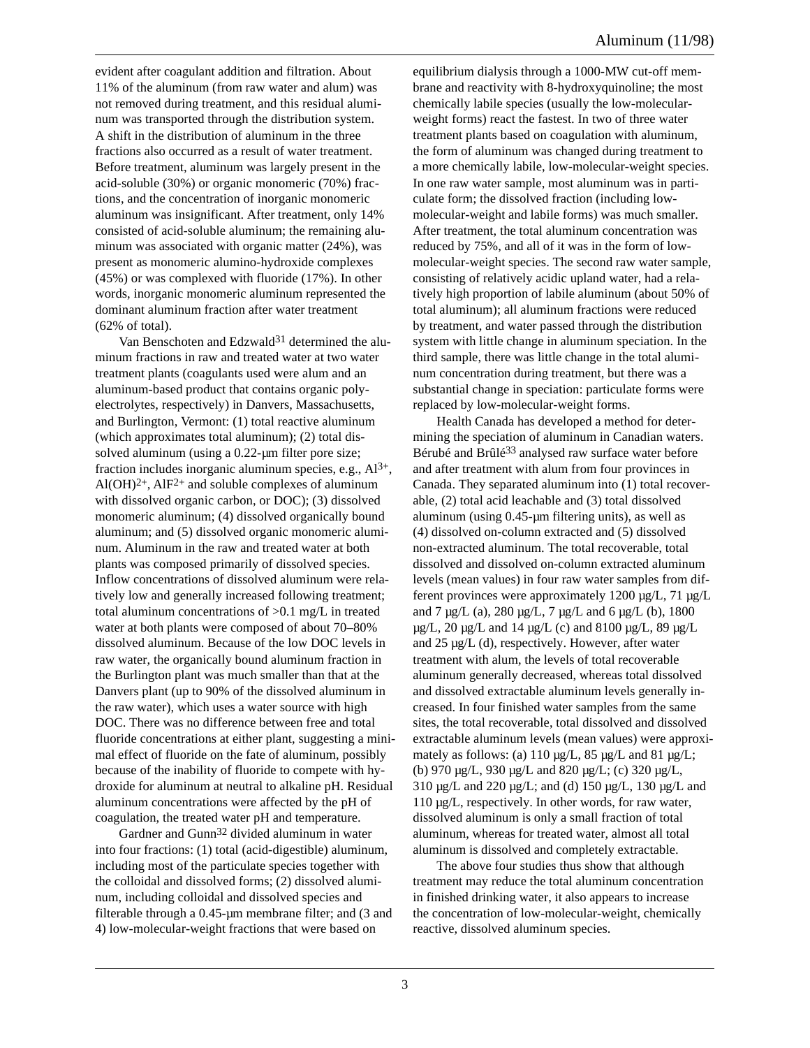evident after coagulant addition and filtration. About 11% of the aluminum (from raw water and alum) was not removed during treatment, and this residual aluminum was transported through the distribution system. A shift in the distribution of aluminum in the three fractions also occurred as a result of water treatment. Before treatment, aluminum was largely present in the acid-soluble (30%) or organic monomeric (70%) fractions, and the concentration of inorganic monomeric aluminum was insignificant. After treatment, only 14% consisted of acid-soluble aluminum; the remaining aluminum was associated with organic matter (24%), was present as monomeric alumino-hydroxide complexes (45%) or was complexed with fluoride (17%). In other words, inorganic monomeric aluminum represented the dominant aluminum fraction after water treatment (62% of total).

Van Benschoten and Edzwald[31] determined the aluminum fractions in raw and treated water at two water treatment plants (coagulants used were alum and an aluminum-based product that contains organic polyelectrolytes, respectively) in Danvers, Massachusetts, and Burlington, Vermont: (1) total reactive aluminum (which approximates total aluminum); (2) total dissolved aluminum (using a 0.22-µm filter pore size; fraction includes inorganic aluminum species, e.g., $Al^{3+}$, $Al(OH)^{2+}$, $AlF^{2+}$ and soluble complexes of aluminum with dissolved organic carbon, or DOC); (3) dissolved monomeric aluminum; (4) dissolved organically bound aluminum; and (5) dissolved organic monomeric aluminum. Aluminum in the raw and treated water at both plants was composed primarily of dissolved species. Inflow concentrations of dissolved aluminum were relatively low and generally increased following treatment; total aluminum concentrations of >0.1 mg/L in treated water at both plants were composed of about 70–80% dissolved aluminum. Because of the low DOC levels in raw water, the organically bound aluminum fraction in the Burlington plant was much smaller than that at the Danvers plant (up to 90% of the dissolved aluminum in the raw water), which uses a water source with high DOC. There was no difference between free and total fluoride concentrations at either plant, suggesting a minimal effect of fluoride on the fate of aluminum, possibly because of the inability of fluoride to compete with hydroxide for aluminum at neutral to alkaline pH. Residual aluminum concentrations were affected by the pH of coagulation, the treated water pH and temperature.

Gardner and Gunn[32] divided aluminum in water into four fractions: (1) total (acid-digestible) aluminum, including most of the particulate species together with the colloidal and dissolved forms; (2) dissolved aluminum, including colloidal and dissolved species and filterable through a 0.45-µm membrane filter; and (3 and 4) low-molecular-weight fractions that were based on equilibrium dialysis through a 1000-MW cut-off membrane and reactivity with 8-hydroxyquinoline; the most chemically labile species (usually the low-molecular-weight forms) react the fastest. In two of three water treatment plants based on coagulation with aluminum, the form of aluminum was changed during treatment to a more chemically labile, low-molecular-weight species. In one raw water sample, most aluminum was in particulate form; the dissolved fraction (including low-molecular-weight and labile forms) was much smaller. After treatment, the total aluminum concentration was reduced by 75%, and all of it was in the form of low-molecular-weight species. The second raw water sample, consisting of relatively acidic upland water, had a relatively high proportion of labile aluminum (about 50% of total aluminum); all aluminum fractions were reduced by treatment, and water passed through the distribution system with little change in aluminum speciation. In the third sample, there was little change in the total aluminum concentration during treatment, but there was a substantial change in speciation: particulate forms were replaced by low-molecular-weight forms.

Health Canada has developed a method for determining the speciation of aluminum in Canadian waters. Bérubé and Brûlé[33] analysed raw surface water before and after treatment with alum from four provinces in Canada. They separated aluminum into (1) total recoverable, (2) total acid leachable and (3) total dissolved aluminum (using 0.45-µm filtering units), as well as (4) dissolved on-column extracted and (5) dissolved non-extracted aluminum. The total recoverable, total dissolved and dissolved on-column extracted aluminum levels (mean values) in four raw water samples from different provinces were approximately 1200 µg/L, 71 µg/L and 7 µg/L (a), 280 µg/L, 7 µg/L and 6 µg/L (b), 1800 µg/L, 20 µg/L and 14 µg/L (c) and 8100 µg/L, 89 µg/L and 25 µg/L (d), respectively. However, after water treatment with alum, the levels of total recoverable aluminum generally decreased, whereas total dissolved and dissolved extractable aluminum levels generally increased. In four finished water samples from the same sites, the total recoverable, total dissolved and dissolved extractable aluminum levels (mean values) were approximately as follows: (a) 110 µg/L, 85 µg/L and 81 µg/L; (b) 970 µg/L, 930 µg/L and 820 µg/L; (c) 320 µg/L, 310 µg/L and 220 µg/L; and (d) 150 µg/L, 130 µg/L and 110 µg/L, respectively. In other words, for raw water, dissolved aluminum is only a small fraction of total aluminum, whereas for treated water, almost all total aluminum is dissolved and completely extractable.

The above four studies thus show that although treatment may reduce the total aluminum concentration in finished drinking water, it also appears to increase the concentration of low-molecular-weight, chemically reactive, dissolved aluminum species.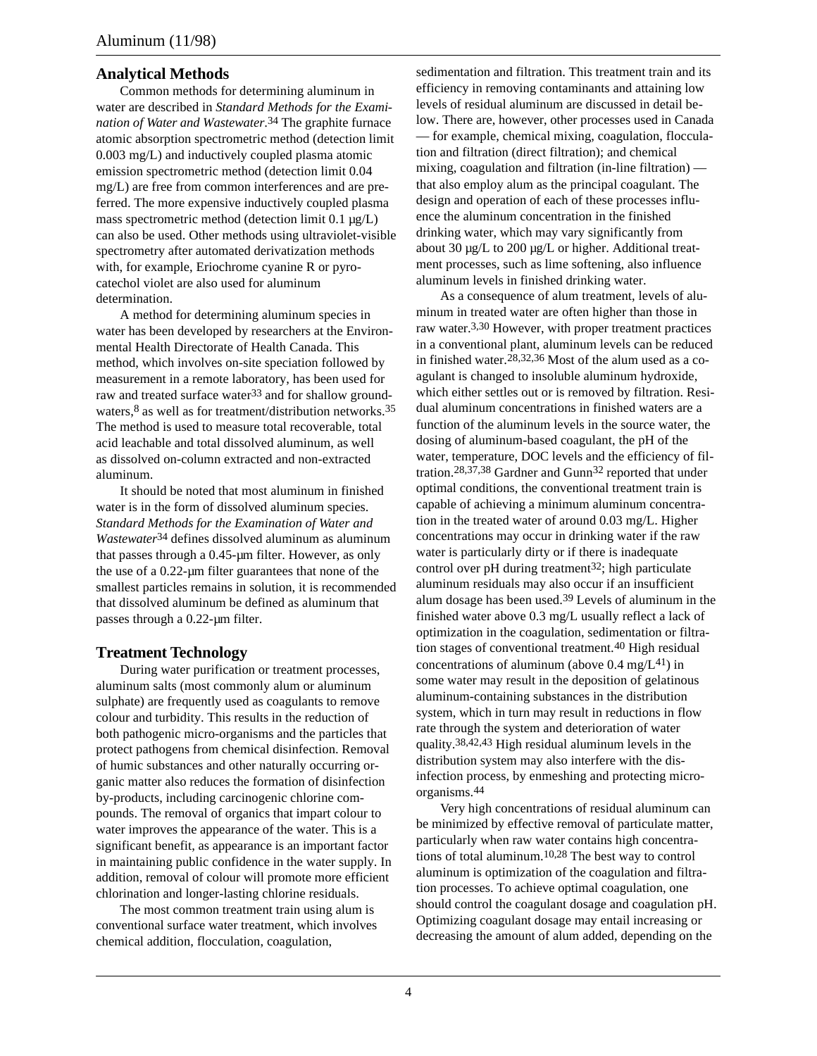## Analytical Methods

Common methods for determining aluminum in water are described in *Standard Methods for the Examination of Water and Wastewater*.[34] The graphite furnace atomic absorption spectrometric method (detection limit 0.003 mg/L) and inductively coupled plasma atomic emission spectrometric method (detection limit 0.04 mg/L) are free from common interferences and are preferred. The more expensive inductively coupled plasma mass spectrometric method (detection limit 0.1 µg/L) can also be used. Other methods using ultraviolet-visible spectrometry after automated derivatization methods with, for example, Eriochrome cyanine R or pyrocatechol violet are also used for aluminum determination.

A method for determining aluminum species in water has been developed by researchers at the Environmental Health Directorate of Health Canada. This method, which involves on-site speciation followed by measurement in a remote laboratory, has been used for raw and treated surface water[33] and for shallow groundwaters,[8] as well as for treatment/distribution networks.[35] The method is used to measure total recoverable, total acid leachable and total dissolved aluminum, as well as dissolved on-column extracted and non-extracted aluminum.

It should be noted that most aluminum in finished water is in the form of dissolved aluminum species. *Standard Methods for the Examination of Water and Wastewater*[34] defines dissolved aluminum as aluminum that passes through a 0.45-µm filter. However, as only the use of a 0.22-µm filter guarantees that none of the smallest particles remains in solution, it is recommended that dissolved aluminum be defined as aluminum that passes through a 0.22-µm filter.

## Treatment Technology

During water purification or treatment processes, aluminum salts (most commonly alum or aluminum sulphate) are frequently used as coagulants to remove colour and turbidity. This results in the reduction of both pathogenic micro-organisms and the particles that protect pathogens from chemical disinfection. Removal of humic substances and other naturally occurring organic matter also reduces the formation of disinfection by-products, including carcinogenic chlorine compounds. The removal of organics that impart colour to water improves the appearance of the water. This is a significant benefit, as appearance is an important factor in maintaining public confidence in the water supply. In addition, removal of colour will promote more efficient chlorination and longer-lasting chlorine residuals.

The most common treatment train using alum is conventional surface water treatment, which involves chemical addition, flocculation, coagulation, sedimentation and filtration. This treatment train and its efficiency in removing contaminants and attaining low levels of residual aluminum are discussed in detail below. There are, however, other processes used in Canada — for example, chemical mixing, coagulation, flocculation and filtration (direct filtration); and chemical mixing, coagulation and filtration (in-line filtration) — that also employ alum as the principal coagulant. The design and operation of each of these processes influence the aluminum concentration in the finished drinking water, which may vary significantly from about 30 µg/L to 200 µg/L or higher. Additional treatment processes, such as lime softening, also influence aluminum levels in finished drinking water.

As a consequence of alum treatment, levels of aluminum in treated water are often higher than those in raw water.[3,30] However, with proper treatment practices in a conventional plant, aluminum levels can be reduced in finished water.[28,32,36] Most of the alum used as a coagulant is changed to insoluble aluminum hydroxide, which either settles out or is removed by filtration. Residual aluminum concentrations in finished waters are a function of the aluminum levels in the source water, the dosing of aluminum-based coagulant, the pH of the water, temperature, DOC levels and the efficiency of filtration.[28,37,38] Gardner and Gunn[32] reported that under optimal conditions, the conventional treatment train is capable of achieving a minimum aluminum concentration in the treated water of around 0.03 mg/L. Higher concentrations may occur in drinking water if the raw water is particularly dirty or if there is inadequate control over pH during treatment[32]; high particulate aluminum residuals may also occur if an insufficient alum dosage has been used.[39] Levels of aluminum in the finished water above 0.3 mg/L usually reflect a lack of optimization in the coagulation, sedimentation or filtration stages of conventional treatment.[40] High residual concentrations of aluminum (above 0.4 mg/L[41]) in some water may result in the deposition of gelatinous aluminum-containing substances in the distribution system, which in turn may result in reductions in flow rate through the system and deterioration of water quality.[38,42,43] High residual aluminum levels in the distribution system may also interfere with the disinfection process, by enmeshing and protecting micro-organisms.[44]

Very high concentrations of residual aluminum can be minimized by effective removal of particulate matter, particularly when raw water contains high concentrations of total aluminum.[10,28] The best way to control aluminum is optimization of the coagulation and filtration processes. To achieve optimal coagulation, one should control the coagulant dosage and coagulation pH. Optimizing coagulant dosage may entail increasing or decreasing the amount of alum added, depending on the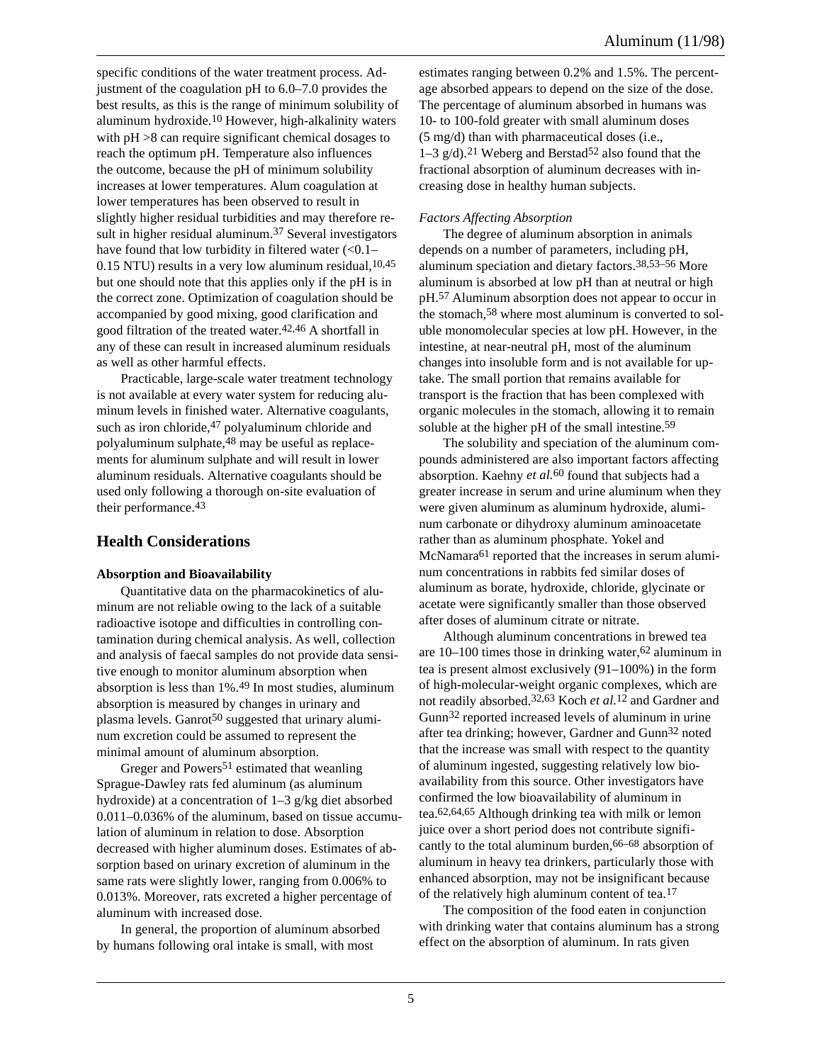specific conditions of the water treatment process. Adjustment of the coagulation pH to 6.0–7.0 provides the best results, as this is the range of minimum solubility of aluminum hydroxide.[10] However, high-alkalinity waters with pH >8 can require significant chemical dosages to reach the optimum pH. Temperature also influences the outcome, because the pH of minimum solubility increases at lower temperatures. Alum coagulation at lower temperatures has been observed to result in slightly higher residual turbidities and may therefore result in higher residual aluminum.[37] Several investigators have found that low turbidity in filtered water (<0.1–0.15 NTU) results in a very low aluminum residual,[10,45] but one should note that this applies only if the pH is in the correct zone. Optimization of coagulation should be accompanied by good mixing, good clarification and good filtration of the treated water.[42,46] A shortfall in any of these can result in increased aluminum residuals as well as other harmful effects.

Practicable, large-scale water treatment technology is not available at every water system for reducing aluminum levels in finished water. Alternative coagulants, such as iron chloride,[47] polyaluminum chloride and polyaluminum sulphate,[48] may be useful as replacements for aluminum sulphate and will result in lower aluminum residuals. Alternative coagulants should be used only following a thorough on-site evaluation of their performance.[43]

## Health Considerations

### Absorption and Bioavailability

Quantitative data on the pharmacokinetics of aluminum are not reliable owing to the lack of a suitable radioactive isotope and difficulties in controlling contamination during chemical analysis. As well, collection and analysis of faecal samples do not provide data sensitive enough to monitor aluminum absorption when absorption is less than 1%.[49] In most studies, aluminum absorption is measured by changes in urinary and plasma levels. Ganrot[50] suggested that urinary aluminum excretion could be assumed to represent the minimal amount of aluminum absorption.

Greger and Powers[51] estimated that weanling Sprague-Dawley rats fed aluminum (as aluminum hydroxide) at a concentration of 1–3 g/kg diet absorbed 0.011–0.036% of the aluminum, based on tissue accumulation of aluminum in relation to dose. Absorption decreased with higher aluminum doses. Estimates of absorption based on urinary excretion of aluminum in the same rats were slightly lower, ranging from 0.006% to 0.013%. Moreover, rats excreted a higher percentage of aluminum with increased dose.

In general, the proportion of aluminum absorbed by humans following oral intake is small, with most estimates ranging between 0.2% and 1.5%. The percentage absorbed appears to depend on the size of the dose. The percentage of aluminum absorbed in humans was 10- to 100-fold greater with small aluminum doses (5 mg/d) than with pharmaceutical doses (i.e., 1–3 g/d).[21] Weberg and Berstad[52] also found that the fractional absorption of aluminum decreases with increasing dose in healthy human subjects.

#### *Factors Affecting Absorption*

The degree of aluminum absorption in animals depends on a number of parameters, including pH, aluminum speciation and dietary factors.[38,53–56] More aluminum is absorbed at low pH than at neutral or high pH.[57] Aluminum absorption does not appear to occur in the stomach,[58] where most aluminum is converted to soluble monomolecular species at low pH. However, in the intestine, at near-neutral pH, most of the aluminum changes into insoluble form and is not available for uptake. The small portion that remains available for transport is the fraction that has been complexed with organic molecules in the stomach, allowing it to remain soluble at the higher pH of the small intestine.[59]

The solubility and speciation of the aluminum compounds administered are also important factors affecting absorption. Kaehny *et al.*[60] found that subjects had a greater increase in serum and urine aluminum when they were given aluminum as aluminum hydroxide, aluminum carbonate or dihydroxy aluminum aminoacetate rather than as aluminum phosphate. Yokel and McNamara[61] reported that the increases in serum aluminum concentrations in rabbits fed similar doses of aluminum as borate, hydroxide, chloride, glycinate or acetate were significantly smaller than those observed after doses of aluminum citrate or nitrate.

Although aluminum concentrations in brewed tea are 10–100 times those in drinking water,[62] aluminum in tea is present almost exclusively (91–100%) in the form of high-molecular-weight organic complexes, which are not readily absorbed.[32,63] Koch *et al.*[12] and Gardner and Gunn[32] reported increased levels of aluminum in urine after tea drinking; however, Gardner and Gunn[32] noted that the increase was small with respect to the quantity of aluminum ingested, suggesting relatively low bioavailability from this source. Other investigators have confirmed the low bioavailability of aluminum in tea.[62,64,65] Although drinking tea with milk or lemon juice over a short period does not contribute significantly to the total aluminum burden,[66–68] absorption of aluminum in heavy tea drinkers, particularly those with enhanced absorption, may not be insignificant because of the relatively high aluminum content of tea.[17]

The composition of the food eaten in conjunction with drinking water that contains aluminum has a strong effect on the absorption of aluminum. In rats given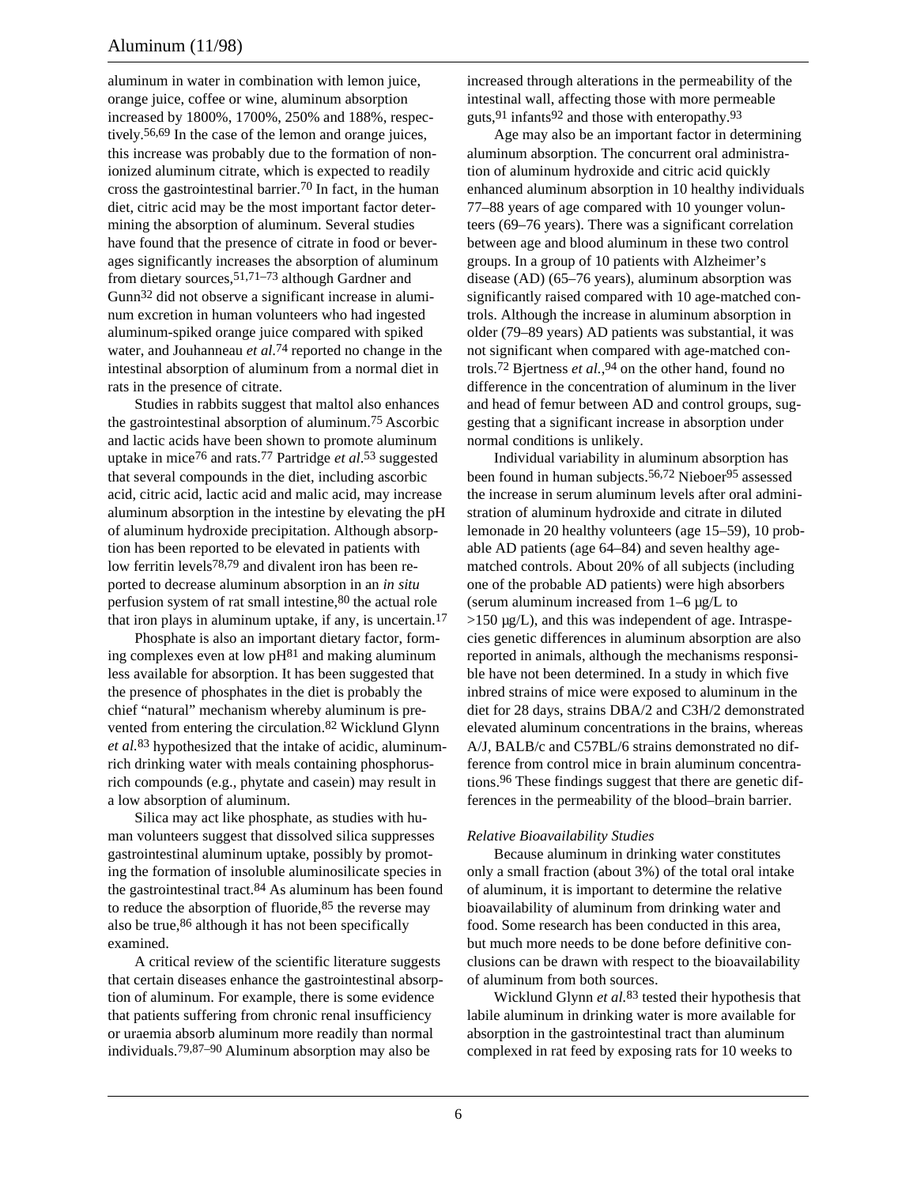aluminum in water in combination with lemon juice, orange juice, coffee or wine, aluminum absorption increased by 1800%, 1700%, 250% and 188%, respectively.[56,69] In the case of the lemon and orange juices, this increase was probably due to the formation of non-ionized aluminum citrate, which is expected to readily cross the gastrointestinal barrier.[70] In fact, in the human diet, citric acid may be the most important factor determining the absorption of aluminum. Several studies have found that the presence of citrate in food or beverages significantly increases the absorption of aluminum from dietary sources,[51,71–73] although Gardner and Gunn[32] did not observe a significant increase in aluminum excretion in human volunteers who had ingested aluminum-spiked orange juice compared with spiked water, and Jouhanneau *et al*.[74] reported no change in the intestinal absorption of aluminum from a normal diet in rats in the presence of citrate.

Studies in rabbits suggest that maltol also enhances the gastrointestinal absorption of aluminum.[75] Ascorbic and lactic acids have been shown to promote aluminum uptake in mice[76] and rats.[77] Partridge *et al*.[53] suggested that several compounds in the diet, including ascorbic acid, citric acid, lactic acid and malic acid, may increase aluminum absorption in the intestine by elevating the pH of aluminum hydroxide precipitation. Although absorption has been reported to be elevated in patients with low ferritin levels[78,79] and divalent iron has been reported to decrease aluminum absorption in an *in situ* perfusion system of rat small intestine,[80] the actual role that iron plays in aluminum uptake, if any, is uncertain.[17]

Phosphate is also an important dietary factor, forming complexes even at low pH[81] and making aluminum less available for absorption. It has been suggested that the presence of phosphates in the diet is probably the chief "natural" mechanism whereby aluminum is prevented from entering the circulation.[82] Wicklund Glynn *et al*.[83] hypothesized that the intake of acidic, aluminum-rich drinking water with meals containing phosphorus-rich compounds (e.g., phytate and casein) may result in a low absorption of aluminum.

Silica may act like phosphate, as studies with human volunteers suggest that dissolved silica suppresses gastrointestinal aluminum uptake, possibly by promoting the formation of insoluble aluminosilicate species in the gastrointestinal tract.[84] As aluminum has been found to reduce the absorption of fluoride,[85] the reverse may also be true,[86] although it has not been specifically examined.

A critical review of the scientific literature suggests that certain diseases enhance the gastrointestinal absorption of aluminum. For example, there is some evidence that patients suffering from chronic renal insufficiency or uraemia absorb aluminum more readily than normal individuals.[79,87–90] Aluminum absorption may also be increased through alterations in the permeability of the intestinal wall, affecting those with more permeable guts,[91] infants[92] and those with enteropathy.[93]

Age may also be an important factor in determining aluminum absorption. The concurrent oral administration of aluminum hydroxide and citric acid quickly enhanced aluminum absorption in 10 healthy individuals 77–88 years of age compared with 10 younger volunteers (69–76 years). There was a significant correlation between age and blood aluminum in these two control groups. In a group of 10 patients with Alzheimer's disease (AD) (65–76 years), aluminum absorption was significantly raised compared with 10 age-matched controls. Although the increase in aluminum absorption in older (79–89 years) AD patients was substantial, it was not significant when compared with age-matched controls.[72] Bjertness *et al*.,[94] on the other hand, found no difference in the concentration of aluminum in the liver and head of femur between AD and control groups, suggesting that a significant increase in absorption under normal conditions is unlikely.

Individual variability in aluminum absorption has been found in human subjects.[56,72] Nieboer[95] assessed the increase in serum aluminum levels after oral administration of aluminum hydroxide and citrate in diluted lemonade in 20 healthy volunteers (age 15–59), 10 probable AD patients (age 64–84) and seven healthy age-matched controls. About 20% of all subjects (including one of the probable AD patients) were high absorbers (serum aluminum increased from 1–6 µg/L to >150 µg/L), and this was independent of age. Intraspecies genetic differences in aluminum absorption are also reported in animals, although the mechanisms responsible have not been determined. In a study in which five inbred strains of mice were exposed to aluminum in the diet for 28 days, strains DBA/2 and C3H/2 demonstrated elevated aluminum concentrations in the brains, whereas A/J, BALB/c and C57BL/6 strains demonstrated no difference from control mice in brain aluminum concentrations.[96] These findings suggest that there are genetic differences in the permeability of the blood–brain barrier.

*Relative Bioavailability Studies*

Because aluminum in drinking water constitutes only a small fraction (about 3%) of the total oral intake of aluminum, it is important to determine the relative bioavailability of aluminum from drinking water and food. Some research has been conducted in this area, but much more needs to be done before definitive conclusions can be drawn with respect to the bioavailability of aluminum from both sources.

Wicklund Glynn *et al*.[83] tested their hypothesis that labile aluminum in drinking water is more available for absorption in the gastrointestinal tract than aluminum complexed in rat feed by exposing rats for 10 weeks to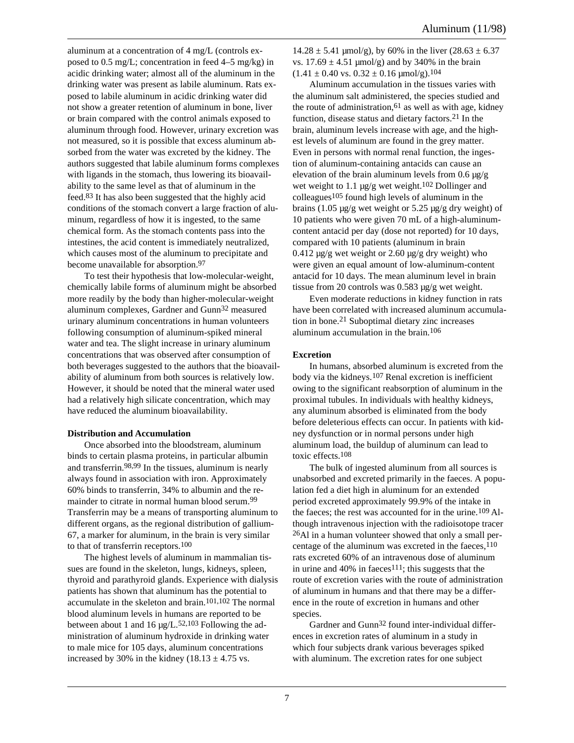aluminum at a concentration of 4 mg/L (controls exposed to 0.5 mg/L; concentration in feed 4–5 mg/kg) in acidic drinking water; almost all of the aluminum in the drinking water was present as labile aluminum. Rats exposed to labile aluminum in acidic drinking water did not show a greater retention of aluminum in bone, liver or brain compared with the control animals exposed to aluminum through food. However, urinary excretion was not measured, so it is possible that excess aluminum absorbed from the water was excreted by the kidney. The authors suggested that labile aluminum forms complexes with ligands in the stomach, thus lowering its bioavailability to the same level as that of aluminum in the feed.[83] It has also been suggested that the highly acid conditions of the stomach convert a large fraction of aluminum, regardless of how it is ingested, to the same chemical form. As the stomach contents pass into the intestines, the acid content is immediately neutralized, which causes most of the aluminum to precipitate and become unavailable for absorption.[97]

To test their hypothesis that low-molecular-weight, chemically labile forms of aluminum might be absorbed more readily by the body than higher-molecular-weight aluminum complexes, Gardner and Gunn[32] measured urinary aluminum concentrations in human volunteers following consumption of aluminum-spiked mineral water and tea. The slight increase in urinary aluminum concentrations that was observed after consumption of both beverages suggested to the authors that the bioavailability of aluminum from both sources is relatively low. However, it should be noted that the mineral water used had a relatively high silicate concentration, which may have reduced the aluminum bioavailability.

**Distribution and Accumulation**

Once absorbed into the bloodstream, aluminum binds to certain plasma proteins, in particular albumin and transferrin.[98,99] In the tissues, aluminum is nearly always found in association with iron. Approximately 60% binds to transferrin, 34% to albumin and the remainder to citrate in normal human blood serum.[99] Transferrin may be a means of transporting aluminum to different organs, as the regional distribution of gallium-67, a marker for aluminum, in the brain is very similar to that of transferrin receptors.[100]

The highest levels of aluminum in mammalian tissues are found in the skeleton, lungs, kidneys, spleen, thyroid and parathyroid glands. Experience with dialysis patients has shown that aluminum has the potential to accumulate in the skeleton and brain.[101,102] The normal blood aluminum levels in humans are reported to be between about 1 and 16 µg/L.[52,103] Following the administration of aluminum hydroxide in drinking water to male mice for 105 days, aluminum concentrations increased by 30% in the kidney ($18.13 \pm 4.75$ vs. $14.28 \pm 5.41$ µmol/g), by 60% in the liver ($28.63 \pm 6.37$ vs. $17.69 \pm 4.51$ µmol/g) and by 340% in the brain ($1.41 \pm 0.40$ vs. $0.32 \pm 0.16$ µmol/g).[104]

Aluminum accumulation in the tissues varies with the aluminum salt administered, the species studied and the route of administration,[61] as well as with age, kidney function, disease status and dietary factors.[21] In the brain, aluminum levels increase with age, and the highest levels of aluminum are found in the grey matter. Even in persons with normal renal function, the ingestion of aluminum-containing antacids can cause an elevation of the brain aluminum levels from 0.6 µg/g wet weight to 1.1 µg/g wet weight.[102] Dollinger and colleagues[105] found high levels of aluminum in the brains (1.05 µg/g wet weight or 5.25 µg/g dry weight) of 10 patients who were given 70 mL of a high-aluminum-content antacid per day (dose not reported) for 10 days, compared with 10 patients (aluminum in brain 0.412 µg/g wet weight or 2.60 µg/g dry weight) who were given an equal amount of low-aluminum-content antacid for 10 days. The mean aluminum level in brain tissue from 20 controls was 0.583 µg/g wet weight.

Even moderate reductions in kidney function in rats have been correlated with increased aluminum accumulation in bone.[21] Suboptimal dietary zinc increases aluminum accumulation in the brain.[106]

**Excretion**

In humans, absorbed aluminum is excreted from the body via the kidneys.[107] Renal excretion is inefficient owing to the significant reabsorption of aluminum in the proximal tubules. In individuals with healthy kidneys, any aluminum absorbed is eliminated from the body before deleterious effects can occur. In patients with kidney dysfunction or in normal persons under high aluminum load, the buildup of aluminum can lead to toxic effects.[108]

The bulk of ingested aluminum from all sources is unabsorbed and excreted primarily in the faeces. A population fed a diet high in aluminum for an extended period excreted approximately 99.9% of the intake in the faeces; the rest was accounted for in the urine.[109] Although intravenous injection with the radioisotope tracer $^{26}$Al in a human volunteer showed that only a small percentage of the aluminum was excreted in the faeces,[110] rats excreted 60% of an intravenous dose of aluminum in urine and 40% in faeces[111]; this suggests that the route of excretion varies with the route of administration of aluminum in humans and that there may be a difference in the route of excretion in humans and other species.

Gardner and Gunn[32] found inter-individual differences in excretion rates of aluminum in a study in which four subjects drank various beverages spiked with aluminum. The excretion rates for one subject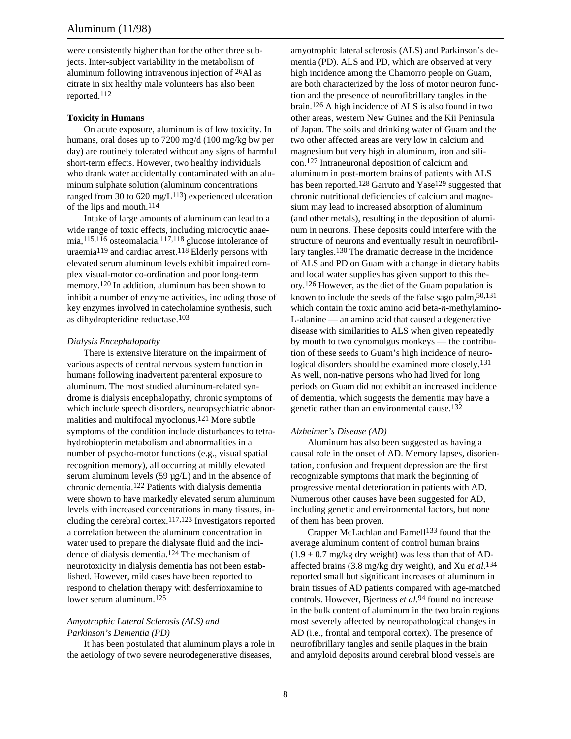were consistently higher than for the other three subjects. Inter-subject variability in the metabolism of aluminum following intravenous injection of $^{26}$Al as citrate in six healthy male volunteers has also been reported.[112]

**Toxicity in Humans**

On acute exposure, aluminum is of low toxicity. In humans, oral doses up to 7200 mg/d (100 mg/kg bw per day) are routinely tolerated without any signs of harmful short-term effects. However, two healthy individuals who drank water accidentally contaminated with an aluminum sulphate solution (aluminum concentrations ranged from 30 to 620 mg/L[113]) experienced ulceration of the lips and mouth.[114]

Intake of large amounts of aluminum can lead to a wide range of toxic effects, including microcytic anaemia,[115,116] osteomalacia,[117,118] glucose intolerance of uraemia[119] and cardiac arrest.[118] Elderly persons with elevated serum aluminum levels exhibit impaired complex visual-motor co-ordination and poor long-term memory.[120] In addition, aluminum has been shown to inhibit a number of enzyme activities, including those of key enzymes involved in catecholamine synthesis, such as dihydropteridine reductase.[103]

*Dialysis Encephalopathy*

There is extensive literature on the impairment of various aspects of central nervous system function in humans following inadvertent parenteral exposure to aluminum. The most studied aluminum-related syndrome is dialysis encephalopathy, chronic symptoms of which include speech disorders, neuropsychiatric abnormalities and multifocal myoclonus.[121] More subtle symptoms of the condition include disturbances to tetrahydrobiopterin metabolism and abnormalities in a number of psycho-motor functions (e.g., visual spatial recognition memory), all occurring at mildly elevated serum aluminum levels (59 µg/L) and in the absence of chronic dementia.[122] Patients with dialysis dementia were shown to have markedly elevated serum aluminum levels with increased concentrations in many tissues, including the cerebral cortex.[117,123] Investigators reported a correlation between the aluminum concentration in water used to prepare the dialysate fluid and the incidence of dialysis dementia.[124] The mechanism of neurotoxicity in dialysis dementia has not been established. However, mild cases have been reported to respond to chelation therapy with desferrioxamine to lower serum aluminum.[125]

*Amyotrophic Lateral Sclerosis (ALS) and Parkinson's Dementia (PD)*

It has been postulated that aluminum plays a role in the aetiology of two severe neurodegenerative diseases, amyotrophic lateral sclerosis (ALS) and Parkinson's dementia (PD). ALS and PD, which are observed at very high incidence among the Chamorro people on Guam, are both characterized by the loss of motor neuron function and the presence of neurofibrillary tangles in the brain.[126] A high incidence of ALS is also found in two other areas, western New Guinea and the Kii Peninsula of Japan. The soils and drinking water of Guam and the two other affected areas are very low in calcium and magnesium but very high in aluminum, iron and silicon.[127] Intraneuronal deposition of calcium and aluminum in post-mortem brains of patients with ALS has been reported.[128] Garruto and Yase[129] suggested that chronic nutritional deficiencies of calcium and magnesium may lead to increased absorption of aluminum (and other metals), resulting in the deposition of aluminum in neurons. These deposits could interfere with the structure of neurons and eventually result in neurofibrillary tangles.[130] The dramatic decrease in the incidence of ALS and PD on Guam with a change in dietary habits and local water supplies has given support to this theory.[126] However, as the diet of the Guam population is known to include the seeds of the false sago palm,[50,131] which contain the toxic amino acid beta-*n*-methylamino-L-alanine — an amino acid that caused a degenerative disease with similarities to ALS when given repeatedly by mouth to two cynomolgus monkeys — the contribution of these seeds to Guam's high incidence of neurological disorders should be examined more closely.[131] As well, non-native persons who had lived for long periods on Guam did not exhibit an increased incidence of dementia, which suggests the dementia may have a genetic rather than an environmental cause.[132]

*Alzheimer's Disease (AD)*

Aluminum has also been suggested as having a causal role in the onset of AD. Memory lapses, disorientation, confusion and frequent depression are the first recognizable symptoms that mark the beginning of progressive mental deterioration in patients with AD. Numerous other causes have been suggested for AD, including genetic and environmental factors, but none of them has been proven.

Crapper McLachlan and Farnell[133] found that the average aluminum content of control human brains ($1.9 \pm 0.7$ mg/kg dry weight) was less than that of AD-affected brains (3.8 mg/kg dry weight), and Xu *et al.*[134] reported small but significant increases of aluminum in brain tissues of AD patients compared with age-matched controls. However, Bjertness *et al.*[94] found no increase in the bulk content of aluminum in the two brain regions most severely affected by neuropathological changes in AD (i.e., frontal and temporal cortex). The presence of neurofibrillary tangles and senile plaques in the brain and amyloid deposits around cerebral blood vessels are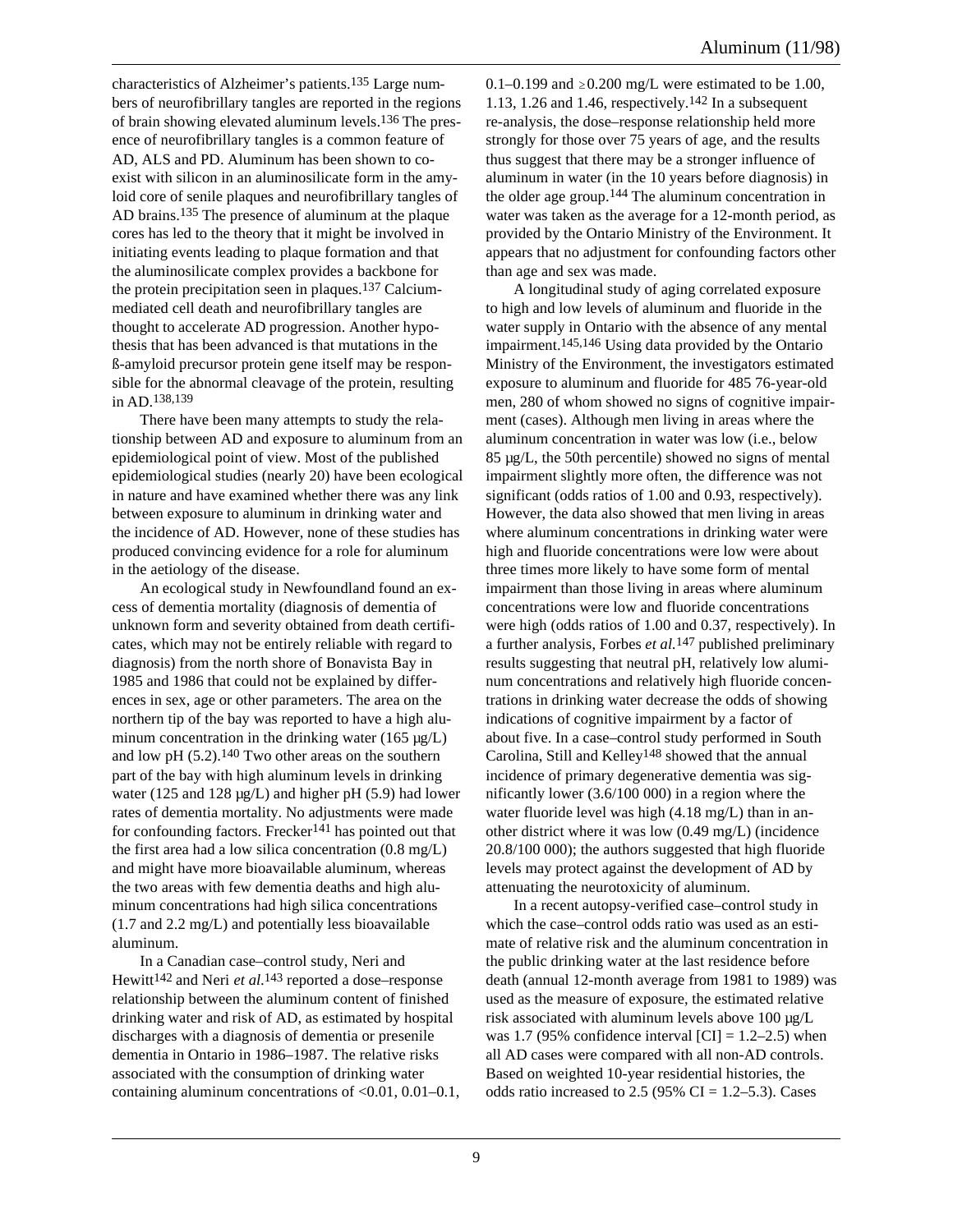characteristics of Alzheimer's patients.[135] Large numbers of neurofibrillary tangles are reported in the regions of brain showing elevated aluminum levels.[136] The presence of neurofibrillary tangles is a common feature of AD, ALS and PD. Aluminum has been shown to co-exist with silicon in an aluminosilicate form in the amyloid core of senile plaques and neurofibrillary tangles of AD brains.[135] The presence of aluminum at the plaque cores has led to the theory that it might be involved in initiating events leading to plaque formation and that the aluminosilicate complex provides a backbone for the protein precipitation seen in plaques.[137] Calcium-mediated cell death and neurofibrillary tangles are thought to accelerate AD progression. Another hypothesis that has been advanced is that mutations in the ß-amyloid precursor protein gene itself may be responsible for the abnormal cleavage of the protein, resulting in AD.[138,139]

There have been many attempts to study the relationship between AD and exposure to aluminum from an epidemiological point of view. Most of the published epidemiological studies (nearly 20) have been ecological in nature and have examined whether there was any link between exposure to aluminum in drinking water and the incidence of AD. However, none of these studies has produced convincing evidence for a role for aluminum in the aetiology of the disease.

An ecological study in Newfoundland found an excess of dementia mortality (diagnosis of dementia of unknown form and severity obtained from death certificates, which may not be entirely reliable with regard to diagnosis) from the north shore of Bonavista Bay in 1985 and 1986 that could not be explained by differences in sex, age or other parameters. The area on the northern tip of the bay was reported to have a high aluminum concentration in the drinking water (165 µg/L) and low pH (5.2).[140] Two other areas on the southern part of the bay with high aluminum levels in drinking water (125 and 128 µg/L) and higher pH (5.9) had lower rates of dementia mortality. No adjustments were made for confounding factors. Frecker[141] has pointed out that the first area had a low silica concentration (0.8 mg/L) and might have more bioavailable aluminum, whereas the two areas with few dementia deaths and high aluminum concentrations had high silica concentrations (1.7 and 2.2 mg/L) and potentially less bioavailable aluminum.

In a Canadian case–control study, Neri and Hewitt[142] and Neri *et al.*[143] reported a dose–response relationship between the aluminum content of finished drinking water and risk of AD, as estimated by hospital discharges with a diagnosis of dementia or presenile dementia in Ontario in 1986–1987. The relative risks associated with the consumption of drinking water containing aluminum concentrations of <0.01, 0.01–0.1, 0.1–0.199 and ≥0.200 mg/L were estimated to be 1.00, 1.13, 1.26 and 1.46, respectively.[142] In a subsequent re-analysis, the dose–response relationship held more strongly for those over 75 years of age, and the results thus suggest that there may be a stronger influence of aluminum in water (in the 10 years before diagnosis) in the older age group.[144] The aluminum concentration in water was taken as the average for a 12-month period, as provided by the Ontario Ministry of the Environment. It appears that no adjustment for confounding factors other than age and sex was made.

A longitudinal study of aging correlated exposure to high and low levels of aluminum and fluoride in the water supply in Ontario with the absence of any mental impairment.[145,146] Using data provided by the Ontario Ministry of the Environment, the investigators estimated exposure to aluminum and fluoride for 485 76-year-old men, 280 of whom showed no signs of cognitive impairment (cases). Although men living in areas where the aluminum concentration in water was low (i.e., below 85 µg/L, the 50th percentile) showed no signs of mental impairment slightly more often, the difference was not significant (odds ratios of 1.00 and 0.93, respectively). However, the data also showed that men living in areas where aluminum concentrations in drinking water were high and fluoride concentrations were low were about three times more likely to have some form of mental impairment than those living in areas where aluminum concentrations were low and fluoride concentrations were high (odds ratios of 1.00 and 0.37, respectively). In a further analysis, Forbes *et al.*[147] published preliminary results suggesting that neutral pH, relatively low aluminum concentrations and relatively high fluoride concentrations in drinking water decrease the odds of showing indications of cognitive impairment by a factor of about five. In a case–control study performed in South Carolina, Still and Kelley[148] showed that the annual incidence of primary degenerative dementia was significantly lower (3.6/100 000) in a region where the water fluoride level was high (4.18 mg/L) than in another district where it was low (0.49 mg/L) (incidence 20.8/100 000); the authors suggested that high fluoride levels may protect against the development of AD by attenuating the neurotoxicity of aluminum.

In a recent autopsy-verified case–control study in which the case–control odds ratio was used as an estimate of relative risk and the aluminum concentration in the public drinking water at the last residence before death (annual 12-month average from 1981 to 1989) was used as the measure of exposure, the estimated relative risk associated with aluminum levels above 100 µg/L was 1.7 (95% confidence interval [CI] = 1.2–2.5) when all AD cases were compared with all non-AD controls. Based on weighted 10-year residential histories, the odds ratio increased to 2.5 (95% CI = 1.2–5.3). Cases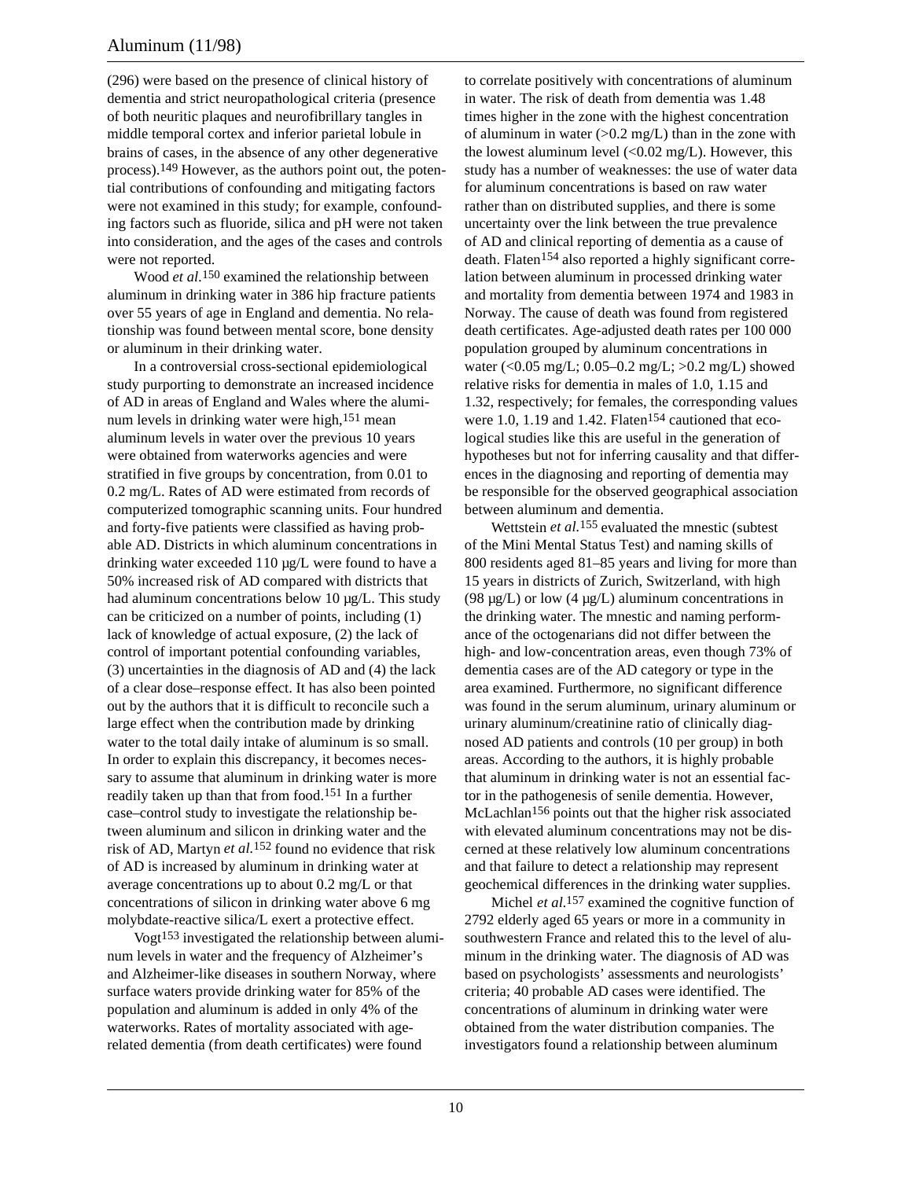(296) were based on the presence of clinical history of dementia and strict neuropathological criteria (presence of both neuritic plaques and neurofibrillary tangles in middle temporal cortex and inferior parietal lobule in brains of cases, in the absence of any other degenerative process).[149] However, as the authors point out, the potential contributions of confounding and mitigating factors were not examined in this study; for example, confounding factors such as fluoride, silica and pH were not taken into consideration, and the ages of the cases and controls were not reported.

Wood *et al.*[150] examined the relationship between aluminum in drinking water in 386 hip fracture patients over 55 years of age in England and dementia. No relationship was found between mental score, bone density or aluminum in their drinking water.

In a controversial cross-sectional epidemiological study purporting to demonstrate an increased incidence of AD in areas of England and Wales where the aluminum levels in drinking water were high,[151] mean aluminum levels in water over the previous 10 years were obtained from waterworks agencies and were stratified in five groups by concentration, from 0.01 to 0.2 mg/L. Rates of AD were estimated from records of computerized tomographic scanning units. Four hundred and forty-five patients were classified as having probable AD. Districts in which aluminum concentrations in drinking water exceeded 110 µg/L were found to have a 50% increased risk of AD compared with districts that had aluminum concentrations below 10 µg/L. This study can be criticized on a number of points, including (1) lack of knowledge of actual exposure, (2) the lack of control of important potential confounding variables, (3) uncertainties in the diagnosis of AD and (4) the lack of a clear dose–response effect. It has also been pointed out by the authors that it is difficult to reconcile such a large effect when the contribution made by drinking water to the total daily intake of aluminum is so small. In order to explain this discrepancy, it becomes necessary to assume that aluminum in drinking water is more readily taken up than that from food.[151] In a further case–control study to investigate the relationship between aluminum and silicon in drinking water and the risk of AD, Martyn *et al.*[152] found no evidence that risk of AD is increased by aluminum in drinking water at average concentrations up to about 0.2 mg/L or that concentrations of silicon in drinking water above 6 mg molybdate-reactive silica/L exert a protective effect.

Vogt[153] investigated the relationship between aluminum levels in water and the frequency of Alzheimer's and Alzheimer-like diseases in southern Norway, where surface waters provide drinking water for 85% of the population and aluminum is added in only 4% of the waterworks. Rates of mortality associated with age-related dementia (from death certificates) were found to correlate positively with concentrations of aluminum in water. The risk of death from dementia was 1.48 times higher in the zone with the highest concentration of aluminum in water (>0.2 mg/L) than in the zone with the lowest aluminum level (<0.02 mg/L). However, this study has a number of weaknesses: the use of water data for aluminum concentrations is based on raw water rather than on distributed supplies, and there is some uncertainty over the link between the true prevalence of AD and clinical reporting of dementia as a cause of death. Flaten[154] also reported a highly significant correlation between aluminum in processed drinking water and mortality from dementia between 1974 and 1983 in Norway. The cause of death was found from registered death certificates. Age-adjusted death rates per 100 000 population grouped by aluminum concentrations in water (<0.05 mg/L; 0.05–0.2 mg/L; >0.2 mg/L) showed relative risks for dementia in males of 1.0, 1.15 and 1.32, respectively; for females, the corresponding values were 1.0, 1.19 and 1.42. Flaten[154] cautioned that ecological studies like this are useful in the generation of hypotheses but not for inferring causality and that differences in the diagnosing and reporting of dementia may be responsible for the observed geographical association between aluminum and dementia.

Wettstein *et al.*[155] evaluated the mnestic (subtest of the Mini Mental Status Test) and naming skills of 800 residents aged 81–85 years and living for more than 15 years in districts of Zurich, Switzerland, with high (98 µg/L) or low (4 µg/L) aluminum concentrations in the drinking water. The mnestic and naming performance of the octogenarians did not differ between the high- and low-concentration areas, even though 73% of dementia cases are of the AD category or type in the area examined. Furthermore, no significant difference was found in the serum aluminum, urinary aluminum or urinary aluminum/creatinine ratio of clinically diagnosed AD patients and controls (10 per group) in both areas. According to the authors, it is highly probable that aluminum in drinking water is not an essential factor in the pathogenesis of senile dementia. However, McLachlan[156] points out that the higher risk associated with elevated aluminum concentrations may not be discerned at these relatively low aluminum concentrations and that failure to detect a relationship may represent geochemical differences in the drinking water supplies.

Michel *et al.*[157] examined the cognitive function of 2792 elderly aged 65 years or more in a community in southwestern France and related this to the level of aluminum in the drinking water. The diagnosis of AD was based on psychologists' assessments and neurologists' criteria; 40 probable AD cases were identified. The concentrations of aluminum in drinking water were obtained from the water distribution companies. The investigators found a relationship between aluminum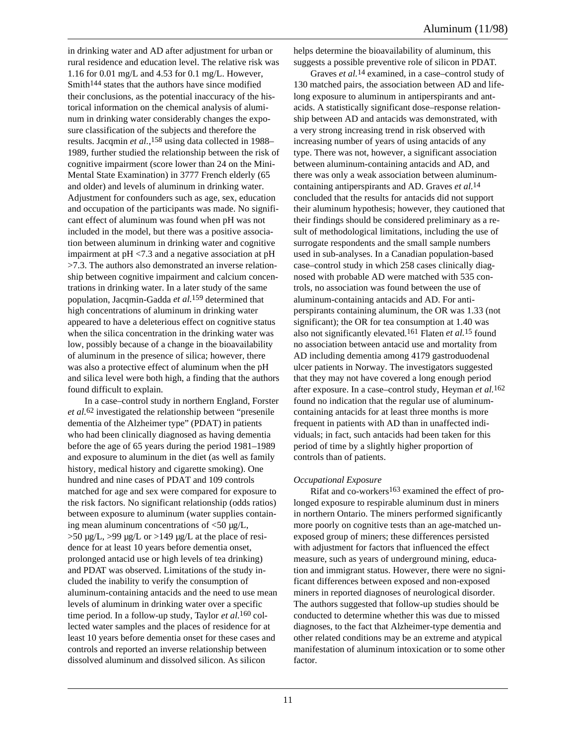in drinking water and AD after adjustment for urban or rural residence and education level. The relative risk was 1.16 for 0.01 mg/L and 4.53 for 0.1 mg/L. However, Smith[144] states that the authors have since modified their conclusions, as the potential inaccuracy of the historical information on the chemical analysis of aluminum in drinking water considerably changes the exposure classification of the subjects and therefore the results. Jacqmin *et al.*,[158] using data collected in 1988–1989, further studied the relationship between the risk of cognitive impairment (score lower than 24 on the Mini-Mental State Examination) in 3777 French elderly (65 and older) and levels of aluminum in drinking water. Adjustment for confounders such as age, sex, education and occupation of the participants was made. No significant effect of aluminum was found when pH was not included in the model, but there was a positive association between aluminum in drinking water and cognitive impairment at pH <7.3 and a negative association at pH >7.3. The authors also demonstrated an inverse relationship between cognitive impairment and calcium concentrations in drinking water. In a later study of the same population, Jacqmin-Gadda *et al.*[159] determined that high concentrations of aluminum in drinking water appeared to have a deleterious effect on cognitive status when the silica concentration in the drinking water was low, possibly because of a change in the bioavailability of aluminum in the presence of silica; however, there was also a protective effect of aluminum when the pH and silica level were both high, a finding that the authors found difficult to explain.

In a case–control study in northern England, Forster *et al.*[62] investigated the relationship between "presenile dementia of the Alzheimer type" (PDAT) in patients who had been clinically diagnosed as having dementia before the age of 65 years during the period 1981–1989 and exposure to aluminum in the diet (as well as family history, medical history and cigarette smoking). One hundred and nine cases of PDAT and 109 controls matched for age and sex were compared for exposure to the risk factors. No significant relationship (odds ratios) between exposure to aluminum (water supplies containing mean aluminum concentrations of <50 µg/L, >50 µg/L, >99 µg/L or >149 µg/L at the place of residence for at least 10 years before dementia onset, prolonged antacid use or high levels of tea drinking) and PDAT was observed. Limitations of the study included the inability to verify the consumption of aluminum-containing antacids and the need to use mean levels of aluminum in drinking water over a specific time period. In a follow-up study, Taylor *et al.*[160] collected water samples and the places of residence for at least 10 years before dementia onset for these cases and controls and reported an inverse relationship between dissolved aluminum and dissolved silicon. As silicon helps determine the bioavailability of aluminum, this suggests a possible preventive role of silicon in PDAT.

Graves *et al.*[14] examined, in a case–control study of 130 matched pairs, the association between AD and lifelong exposure to aluminum in antiperspirants and antacids. A statistically significant dose–response relationship between AD and antacids was demonstrated, with a very strong increasing trend in risk observed with increasing number of years of using antacids of any type. There was not, however, a significant association between aluminum-containing antacids and AD, and there was only a weak association between aluminum-containing antiperspirants and AD. Graves *et al.*[14] concluded that the results for antacids did not support their aluminum hypothesis; however, they cautioned that their findings should be considered preliminary as a result of methodological limitations, including the use of surrogate respondents and the small sample numbers used in sub-analyses. In a Canadian population-based case–control study in which 258 cases clinically diagnosed with probable AD were matched with 535 controls, no association was found between the use of aluminum-containing antacids and AD. For antiperspirants containing aluminum, the OR was 1.33 (not significant); the OR for tea consumption at 1.40 was also not significantly elevated.[161] Flaten *et al.*[15] found no association between antacid use and mortality from AD including dementia among 4179 gastroduodenal ulcer patients in Norway. The investigators suggested that they may not have covered a long enough period after exposure. In a case–control study, Heyman *et al.*[162] found no indication that the regular use of aluminum-containing antacids for at least three months is more frequent in patients with AD than in unaffected individuals; in fact, such antacids had been taken for this period of time by a slightly higher proportion of controls than of patients.

*Occupational Exposure*

Rifat and co-workers[163] examined the effect of prolonged exposure to respirable aluminum dust in miners in northern Ontario. The miners performed significantly more poorly on cognitive tests than an age-matched unexposed group of miners; these differences persisted with adjustment for factors that influenced the effect measure, such as years of underground mining, education and immigrant status. However, there were no significant differences between exposed and non-exposed miners in reported diagnoses of neurological disorder. The authors suggested that follow-up studies should be conducted to determine whether this was due to missed diagnoses, to the fact that Alzheimer-type dementia and other related conditions may be an extreme and atypical manifestation of aluminum intoxication or to some other factor.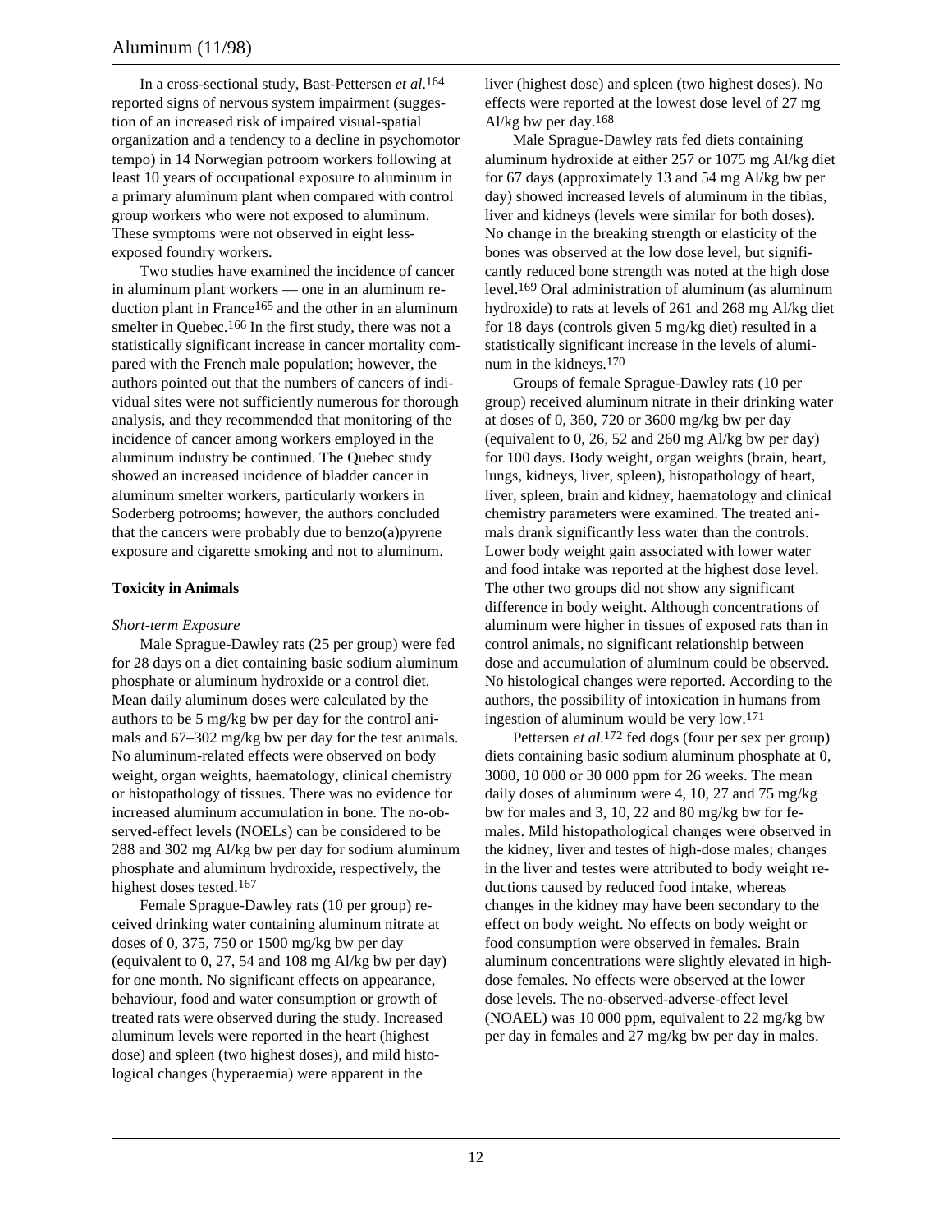In a cross-sectional study, Bast-Pettersen *et al.*[164] reported signs of nervous system impairment (suggestion of an increased risk of impaired visual-spatial organization and a tendency to a decline in psychomotor tempo) in 14 Norwegian potroom workers following at least 10 years of occupational exposure to aluminum in a primary aluminum plant when compared with control group workers who were not exposed to aluminum. These symptoms were not observed in eight less-exposed foundry workers.

Two studies have examined the incidence of cancer in aluminum plant workers — one in an aluminum reduction plant in France[165] and the other in an aluminum smelter in Quebec.[166] In the first study, there was not a statistically significant increase in cancer mortality compared with the French male population; however, the authors pointed out that the numbers of cancers of individual sites were not sufficiently numerous for thorough analysis, and they recommended that monitoring of the incidence of cancer among workers employed in the aluminum industry be continued. The Quebec study showed an increased incidence of bladder cancer in aluminum smelter workers, particularly workers in Soderberg potrooms; however, the authors concluded that the cancers were probably due to benzo(a)pyrene exposure and cigarette smoking and not to aluminum.

**Toxicity in Animals**

*Short-term Exposure*

Male Sprague-Dawley rats (25 per group) were fed for 28 days on a diet containing basic sodium aluminum phosphate or aluminum hydroxide or a control diet. Mean daily aluminum doses were calculated by the authors to be 5 mg/kg bw per day for the control animals and 67–302 mg/kg bw per day for the test animals. No aluminum-related effects were observed on body weight, organ weights, haematology, clinical chemistry or histopathology of tissues. There was no evidence for increased aluminum accumulation in bone. The no-observed-effect levels (NOELs) can be considered to be 288 and 302 mg Al/kg bw per day for sodium aluminum phosphate and aluminum hydroxide, respectively, the highest doses tested.[167]

Female Sprague-Dawley rats (10 per group) received drinking water containing aluminum nitrate at doses of 0, 375, 750 or 1500 mg/kg bw per day (equivalent to 0, 27, 54 and 108 mg Al/kg bw per day) for one month. No significant effects on appearance, behaviour, food and water consumption or growth of treated rats were observed during the study. Increased aluminum levels were reported in the heart (highest dose) and spleen (two highest doses), and mild histological changes (hyperaemia) were apparent in the liver (highest dose) and spleen (two highest doses). No effects were reported at the lowest dose level of 27 mg Al/kg bw per day.[168]

Male Sprague-Dawley rats fed diets containing aluminum hydroxide at either 257 or 1075 mg Al/kg diet for 67 days (approximately 13 and 54 mg Al/kg bw per day) showed increased levels of aluminum in the tibias, liver and kidneys (levels were similar for both doses). No change in the breaking strength or elasticity of the bones was observed at the low dose level, but significantly reduced bone strength was noted at the high dose level.[169] Oral administration of aluminum (as aluminum hydroxide) to rats at levels of 261 and 268 mg Al/kg diet for 18 days (controls given 5 mg/kg diet) resulted in a statistically significant increase in the levels of aluminum in the kidneys.[170]

Groups of female Sprague-Dawley rats (10 per group) received aluminum nitrate in their drinking water at doses of 0, 360, 720 or 3600 mg/kg bw per day (equivalent to 0, 26, 52 and 260 mg Al/kg bw per day) for 100 days. Body weight, organ weights (brain, heart, lungs, kidneys, liver, spleen), histopathology of heart, liver, spleen, brain and kidney, haematology and clinical chemistry parameters were examined. The treated animals drank significantly less water than the controls. Lower body weight gain associated with lower water and food intake was reported at the highest dose level. The other two groups did not show any significant difference in body weight. Although concentrations of aluminum were higher in tissues of exposed rats than in control animals, no significant relationship between dose and accumulation of aluminum could be observed. No histological changes were reported. According to the authors, the possibility of intoxication in humans from ingestion of aluminum would be very low.[171]

Pettersen *et al.*[172] fed dogs (four per sex per group) diets containing basic sodium aluminum phosphate at 0, 3000, 10 000 or 30 000 ppm for 26 weeks. The mean daily doses of aluminum were 4, 10, 27 and 75 mg/kg bw for males and 3, 10, 22 and 80 mg/kg bw for females. Mild histopathological changes were observed in the kidney, liver and testes of high-dose males; changes in the liver and testes were attributed to body weight reductions caused by reduced food intake, whereas changes in the kidney may have been secondary to the effect on body weight. No effects on body weight or food consumption were observed in females. Brain aluminum concentrations were slightly elevated in high-dose females. No effects were observed at the lower dose levels. The no-observed-adverse-effect level (NOAEL) was 10 000 ppm, equivalent to 22 mg/kg bw per day in females and 27 mg/kg bw per day in males.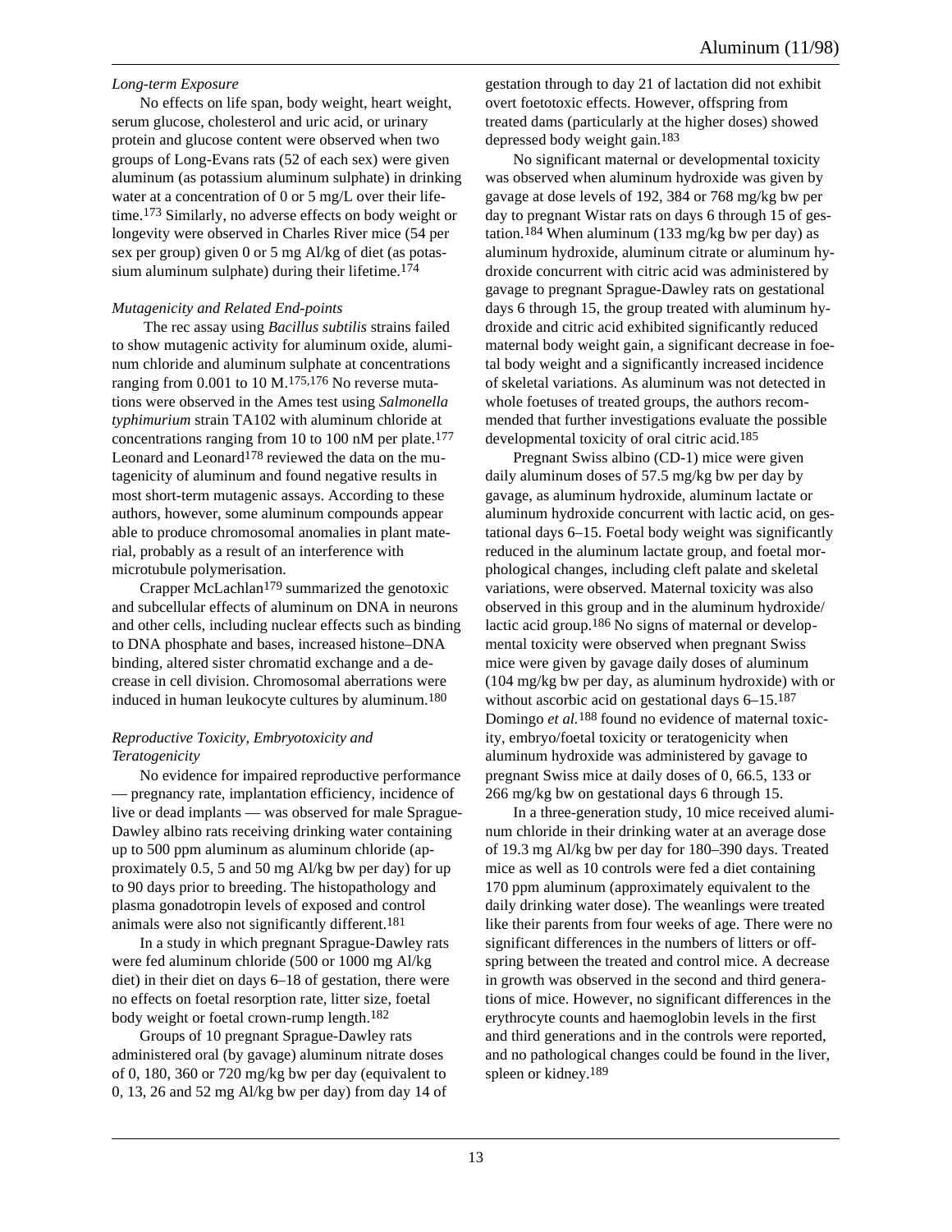### *Long-term Exposure*

No effects on life span, body weight, heart weight, serum glucose, cholesterol and uric acid, or urinary protein and glucose content were observed when two groups of Long-Evans rats (52 of each sex) were given aluminum (as potassium aluminum sulphate) in drinking water at a concentration of 0 or 5 mg/L over their lifetime.[173] Similarly, no adverse effects on body weight or longevity were observed in Charles River mice (54 per sex per group) given 0 or 5 mg Al/kg of diet (as potassium aluminum sulphate) during their lifetime.[174]

### *Mutagenicity and Related End-points*

The rec assay using *Bacillus subtilis* strains failed to show mutagenic activity for aluminum oxide, aluminum chloride and aluminum sulphate at concentrations ranging from 0.001 to 10 M.[175,176] No reverse mutations were observed in the Ames test using *Salmonella typhimurium* strain TA102 with aluminum chloride at concentrations ranging from 10 to 100 nM per plate.[177] Leonard and Leonard[178] reviewed the data on the mutagenicity of aluminum and found negative results in most short-term mutagenic assays. According to these authors, however, some aluminum compounds appear able to produce chromosomal anomalies in plant material, probably as a result of an interference with microtubule polymerisation.

Crapper McLachlan[179] summarized the genotoxic and subcellular effects of aluminum on DNA in neurons and other cells, including nuclear effects such as binding to DNA phosphate and bases, increased histone–DNA binding, altered sister chromatid exchange and a decrease in cell division. Chromosomal aberrations were induced in human leukocyte cultures by aluminum.[180]

### *Reproductive Toxicity, Embryotoxicity and Teratogenicity*

No evidence for impaired reproductive performance — pregnancy rate, implantation efficiency, incidence of live or dead implants — was observed for male Sprague-Dawley albino rats receiving drinking water containing up to 500 ppm aluminum as aluminum chloride (approximately 0.5, 5 and 50 mg Al/kg bw per day) for up to 90 days prior to breeding. The histopathology and plasma gonadotropin levels of exposed and control animals were also not significantly different.[181]

In a study in which pregnant Sprague-Dawley rats were fed aluminum chloride (500 or 1000 mg Al/kg diet) in their diet on days 6–18 of gestation, there were no effects on foetal resorption rate, litter size, foetal body weight or foetal crown-rump length.[182]

Groups of 10 pregnant Sprague-Dawley rats administered oral (by gavage) aluminum nitrate doses of 0, 180, 360 or 720 mg/kg bw per day (equivalent to 0, 13, 26 and 52 mg Al/kg bw per day) from day 14 of gestation through to day 21 of lactation did not exhibit overt foetotoxic effects. However, offspring from treated dams (particularly at the higher doses) showed depressed body weight gain.[183]

No significant maternal or developmental toxicity was observed when aluminum hydroxide was given by gavage at dose levels of 192, 384 or 768 mg/kg bw per day to pregnant Wistar rats on days 6 through 15 of gestation.[184] When aluminum (133 mg/kg bw per day) as aluminum hydroxide, aluminum citrate or aluminum hydroxide concurrent with citric acid was administered by gavage to pregnant Sprague-Dawley rats on gestational days 6 through 15, the group treated with aluminum hydroxide and citric acid exhibited significantly reduced maternal body weight gain, a significant decrease in foetal body weight and a significantly increased incidence of skeletal variations. As aluminum was not detected in whole foetuses of treated groups, the authors recommended that further investigations evaluate the possible developmental toxicity of oral citric acid.[185]

Pregnant Swiss albino (CD-1) mice were given daily aluminum doses of 57.5 mg/kg bw per day by gavage, as aluminum hydroxide, aluminum lactate or aluminum hydroxide concurrent with lactic acid, on gestational days 6–15. Foetal body weight was significantly reduced in the aluminum lactate group, and foetal morphological changes, including cleft palate and skeletal variations, were observed. Maternal toxicity was also observed in this group and in the aluminum hydroxide/lactic acid group.[186] No signs of maternal or developmental toxicity were observed when pregnant Swiss mice were given by gavage daily doses of aluminum (104 mg/kg bw per day, as aluminum hydroxide) with or without ascorbic acid on gestational days 6–15.[187] Domingo *et al.*[188] found no evidence of maternal toxicity, embryo/foetal toxicity or teratogenicity when aluminum hydroxide was administered by gavage to pregnant Swiss mice at daily doses of 0, 66.5, 133 or 266 mg/kg bw on gestational days 6 through 15.

In a three-generation study, 10 mice received aluminum chloride in their drinking water at an average dose of 19.3 mg Al/kg bw per day for 180–390 days. Treated mice as well as 10 controls were fed a diet containing 170 ppm aluminum (approximately equivalent to the daily drinking water dose). The weanlings were treated like their parents from four weeks of age. There were no significant differences in the numbers of litters or offspring between the treated and control mice. A decrease in growth was observed in the second and third generations of mice. However, no significant differences in the erythrocyte counts and haemoglobin levels in the first and third generations and in the controls were reported, and no pathological changes could be found in the liver, spleen or kidney.[189]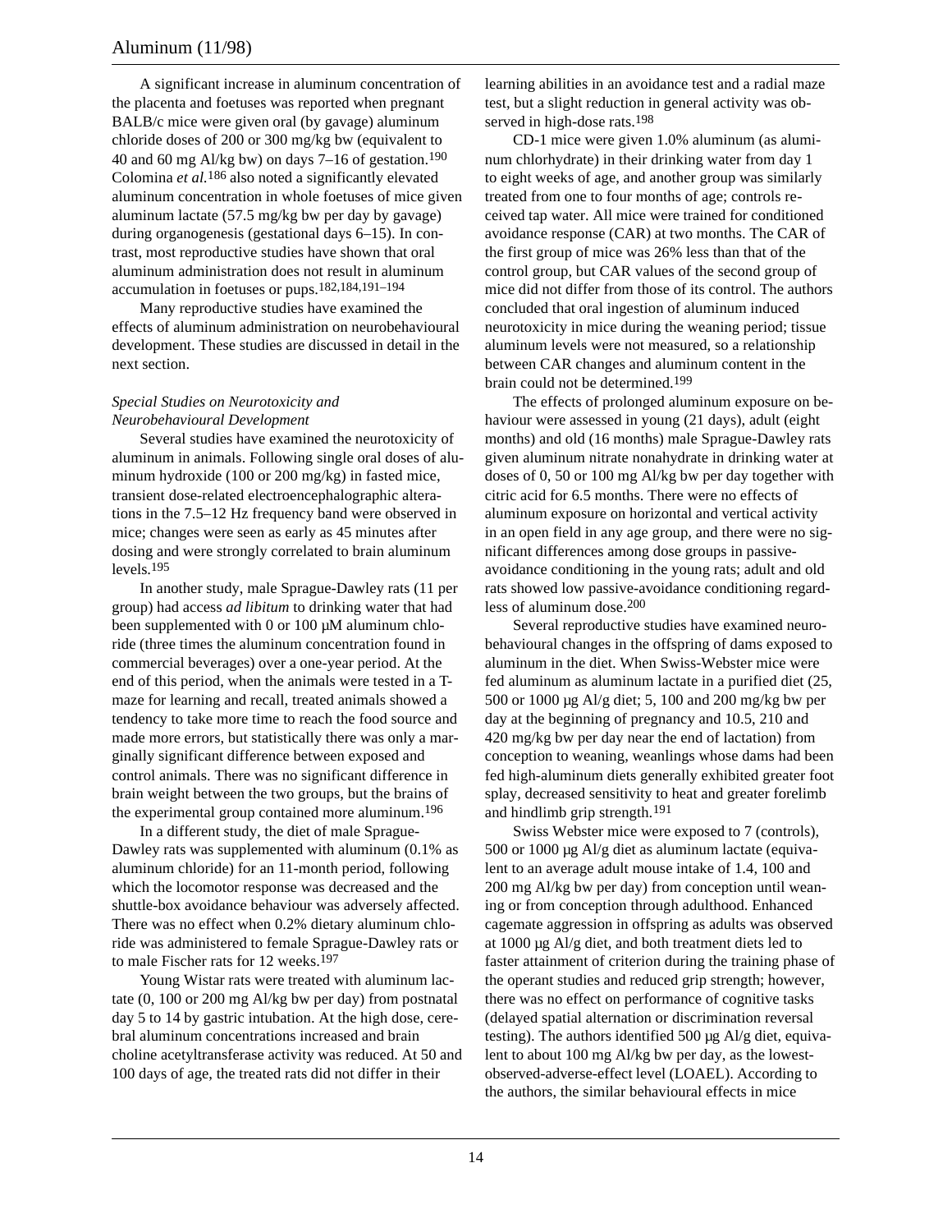A significant increase in aluminum concentration of the placenta and foetuses was reported when pregnant BALB/c mice were given oral (by gavage) aluminum chloride doses of 200 or 300 mg/kg bw (equivalent to 40 and 60 mg Al/kg bw) on days 7–16 of gestation.[190] Colomina *et al.*[186] also noted a significantly elevated aluminum concentration in whole foetuses of mice given aluminum lactate (57.5 mg/kg bw per day by gavage) during organogenesis (gestational days 6–15). In contrast, most reproductive studies have shown that oral aluminum administration does not result in aluminum accumulation in foetuses or pups.[182,184,191–194]

Many reproductive studies have examined the effects of aluminum administration on neurobehavioural development. These studies are discussed in detail in the next section.

*Special Studies on Neurotoxicity and Neurobehavioural Development*

Several studies have examined the neurotoxicity of aluminum in animals. Following single oral doses of aluminum hydroxide (100 or 200 mg/kg) in fasted mice, transient dose-related electroencephalographic alterations in the 7.5–12 Hz frequency band were observed in mice; changes were seen as early as 45 minutes after dosing and were strongly correlated to brain aluminum levels.[195]

In another study, male Sprague-Dawley rats (11 per group) had access *ad libitum* to drinking water that had been supplemented with 0 or 100 µM aluminum chloride (three times the aluminum concentration found in commercial beverages) over a one-year period. At the end of this period, when the animals were tested in a T-maze for learning and recall, treated animals showed a tendency to take more time to reach the food source and made more errors, but statistically there was only a marginally significant difference between exposed and control animals. There was no significant difference in brain weight between the two groups, but the brains of the experimental group contained more aluminum.[196]

In a different study, the diet of male Sprague-Dawley rats was supplemented with aluminum (0.1% as aluminum chloride) for an 11-month period, following which the locomotor response was decreased and the shuttle-box avoidance behaviour was adversely affected. There was no effect when 0.2% dietary aluminum chloride was administered to female Sprague-Dawley rats or to male Fischer rats for 12 weeks.[197]

Young Wistar rats were treated with aluminum lactate (0, 100 or 200 mg Al/kg bw per day) from postnatal day 5 to 14 by gastric intubation. At the high dose, cerebral aluminum concentrations increased and brain choline acetyltransferase activity was reduced. At 50 and 100 days of age, the treated rats did not differ in their learning abilities in an avoidance test and a radial maze test, but a slight reduction in general activity was observed in high-dose rats.[198]

CD-1 mice were given 1.0% aluminum (as aluminum chlorhydrate) in their drinking water from day 1 to eight weeks of age, and another group was similarly treated from one to four months of age; controls received tap water. All mice were trained for conditioned avoidance response (CAR) at two months. The CAR of the first group of mice was 26% less than that of the control group, but CAR values of the second group of mice did not differ from those of its control. The authors concluded that oral ingestion of aluminum induced neurotoxicity in mice during the weaning period; tissue aluminum levels were not measured, so a relationship between CAR changes and aluminum content in the brain could not be determined.[199]

The effects of prolonged aluminum exposure on behaviour were assessed in young (21 days), adult (eight months) and old (16 months) male Sprague-Dawley rats given aluminum nitrate nonahydrate in drinking water at doses of 0, 50 or 100 mg Al/kg bw per day together with citric acid for 6.5 months. There were no effects of aluminum exposure on horizontal and vertical activity in an open field in any age group, and there were no significant differences among dose groups in passive-avoidance conditioning in the young rats; adult and old rats showed low passive-avoidance conditioning regardless of aluminum dose.[200]

Several reproductive studies have examined neurobehavioural changes in the offspring of dams exposed to aluminum in the diet. When Swiss-Webster mice were fed aluminum as aluminum lactate in a purified diet (25, 500 or 1000 µg Al/g diet; 5, 100 and 200 mg/kg bw per day at the beginning of pregnancy and 10.5, 210 and 420 mg/kg bw per day near the end of lactation) from conception to weaning, weanlings whose dams had been fed high-aluminum diets generally exhibited greater foot splay, decreased sensitivity to heat and greater forelimb and hindlimb grip strength.[191]

Swiss Webster mice were exposed to 7 (controls), 500 or 1000 µg Al/g diet as aluminum lactate (equivalent to an average adult mouse intake of 1.4, 100 and 200 mg Al/kg bw per day) from conception until weaning or from conception through adulthood. Enhanced cagemate aggression in offspring as adults was observed at 1000 µg Al/g diet, and both treatment diets led to faster attainment of criterion during the training phase of the operant studies and reduced grip strength; however, there was no effect on performance of cognitive tasks (delayed spatial alternation or discrimination reversal testing). The authors identified 500 µg Al/g diet, equivalent to about 100 mg Al/kg bw per day, as the lowest-observed-adverse-effect level (LOAEL). According to the authors, the similar behavioural effects in mice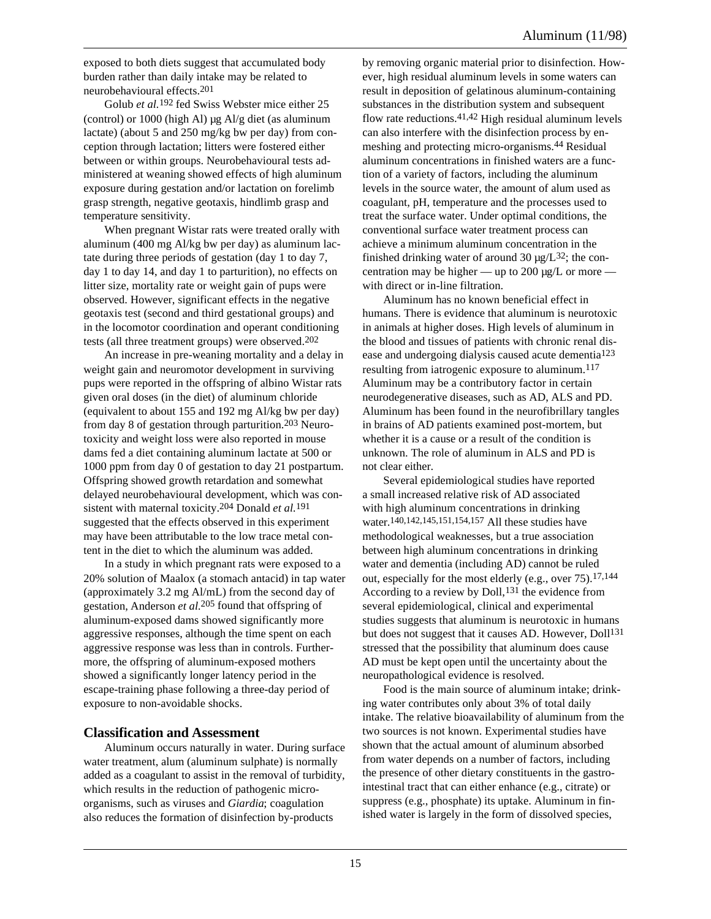exposed to both diets suggest that accumulated body burden rather than daily intake may be related to neurobehavioural effects.[201]

Golub *et al.*[192] fed Swiss Webster mice either 25 (control) or 1000 (high Al) µg Al/g diet (as aluminum lactate) (about 5 and 250 mg/kg bw per day) from conception through lactation; litters were fostered either between or within groups. Neurobehavioural tests administered at weaning showed effects of high aluminum exposure during gestation and/or lactation on forelimb grasp strength, negative geotaxis, hindlimb grasp and temperature sensitivity.

When pregnant Wistar rats were treated orally with aluminum (400 mg Al/kg bw per day) as aluminum lactate during three periods of gestation (day 1 to day 7, day 1 to day 14, and day 1 to parturition), no effects on litter size, mortality rate or weight gain of pups were observed. However, significant effects in the negative geotaxis test (second and third gestational groups) and in the locomotor coordination and operant conditioning tests (all three treatment groups) were observed.[202]

An increase in pre-weaning mortality and a delay in weight gain and neuromotor development in surviving pups were reported in the offspring of albino Wistar rats given oral doses (in the diet) of aluminum chloride (equivalent to about 155 and 192 mg Al/kg bw per day) from day 8 of gestation through parturition.[203] Neurotoxicity and weight loss were also reported in mouse dams fed a diet containing aluminum lactate at 500 or 1000 ppm from day 0 of gestation to day 21 postpartum. Offspring showed growth retardation and somewhat delayed neurobehavioural development, which was consistent with maternal toxicity.[204] Donald *et al.*[191] suggested that the effects observed in this experiment may have been attributable to the low trace metal content in the diet to which the aluminum was added.

In a study in which pregnant rats were exposed to a 20% solution of Maalox (a stomach antacid) in tap water (approximately 3.2 mg Al/mL) from the second day of gestation, Anderson *et al.*[205] found that offspring of aluminum-exposed dams showed significantly more aggressive responses, although the time spent on each aggressive response was less than in controls. Furthermore, the offspring of aluminum-exposed mothers showed a significantly longer latency period in the escape-training phase following a three-day period of exposure to non-avoidable shocks.

## Classification and Assessment

Aluminum occurs naturally in water. During surface water treatment, alum (aluminum sulphate) is normally added as a coagulant to assist in the removal of turbidity, which results in the reduction of pathogenic microorganisms, such as viruses and *Giardia*; coagulation also reduces the formation of disinfection by-products by removing organic material prior to disinfection. However, high residual aluminum levels in some waters can result in deposition of gelatinous aluminum-containing substances in the distribution system and subsequent flow rate reductions.[41,42] High residual aluminum levels can also interfere with the disinfection process by enmeshing and protecting micro-organisms.[44] Residual aluminum concentrations in finished waters are a function of a variety of factors, including the aluminum levels in the source water, the amount of alum used as coagulant, pH, temperature and the processes used to treat the surface water. Under optimal conditions, the conventional surface water treatment process can achieve a minimum aluminum concentration in the finished drinking water of around 30 µg/L[32]; the concentration may be higher — up to 200 µg/L or more — with direct or in-line filtration.

Aluminum has no known beneficial effect in humans. There is evidence that aluminum is neurotoxic in animals at higher doses. High levels of aluminum in the blood and tissues of patients with chronic renal disease and undergoing dialysis caused acute dementia[123] resulting from iatrogenic exposure to aluminum.[117] Aluminum may be a contributory factor in certain neurodegenerative diseases, such as AD, ALS and PD. Aluminum has been found in the neurofibrillary tangles in brains of AD patients examined post-mortem, but whether it is a cause or a result of the condition is unknown. The role of aluminum in ALS and PD is not clear either.

Several epidemiological studies have reported a small increased relative risk of AD associated with high aluminum concentrations in drinking water.[140,142,145,151,154,157] All these studies have methodological weaknesses, but a true association between high aluminum concentrations in drinking water and dementia (including AD) cannot be ruled out, especially for the most elderly (e.g., over 75).[17,144] According to a review by Doll,[131] the evidence from several epidemiological, clinical and experimental studies suggests that aluminum is neurotoxic in humans but does not suggest that it causes AD. However, Doll[131] stressed that the possibility that aluminum does cause AD must be kept open until the uncertainty about the neuropathological evidence is resolved.

Food is the main source of aluminum intake; drinking water contributes only about 3% of total daily intake. The relative bioavailability of aluminum from the two sources is not known. Experimental studies have shown that the actual amount of aluminum absorbed from water depends on a number of factors, including the presence of other dietary constituents in the gastrointestinal tract that can either enhance (e.g., citrate) or suppress (e.g., phosphate) its uptake. Aluminum in finished water is largely in the form of dissolved species,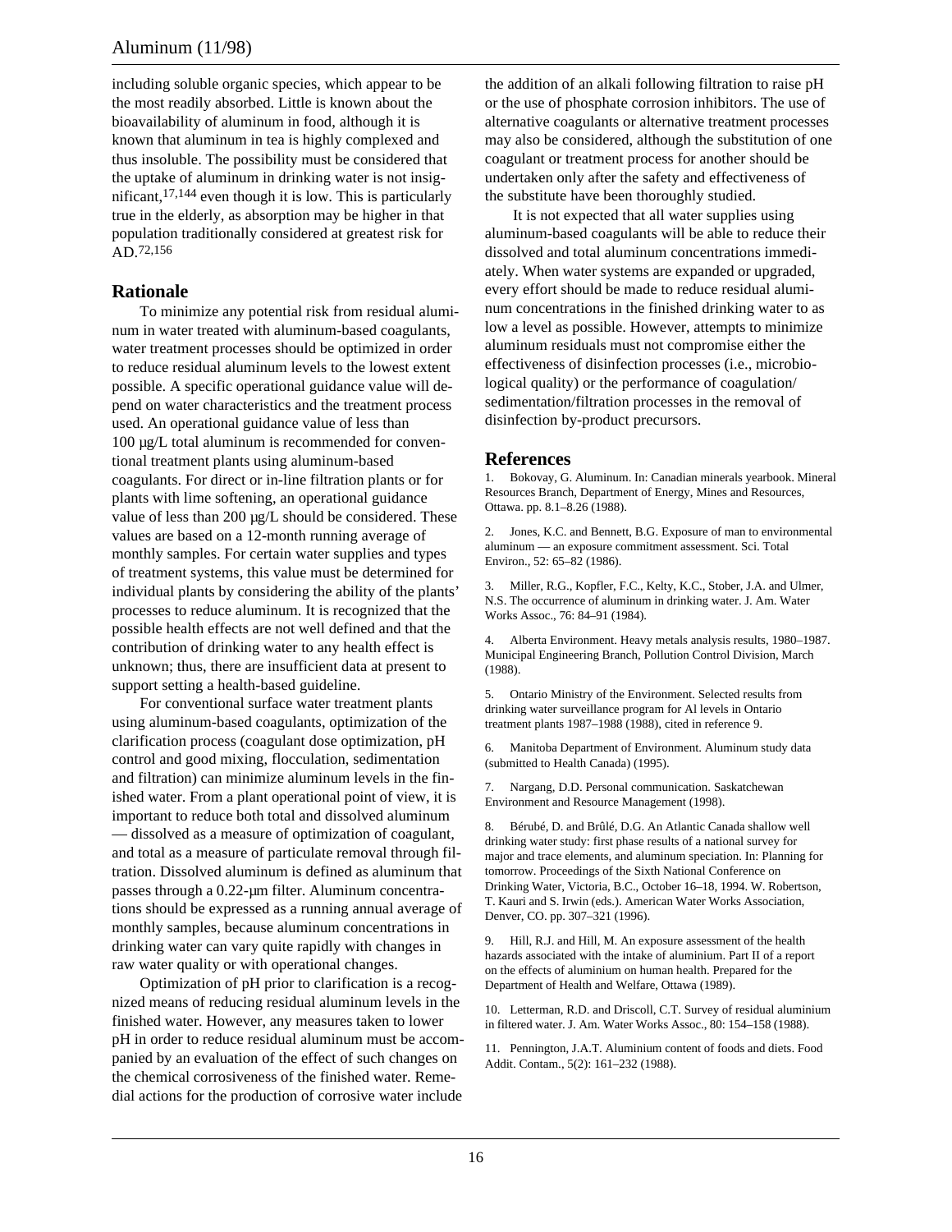including soluble organic species, which appear to be the most readily absorbed. Little is known about the bioavailability of aluminum in food, although it is known that aluminum in tea is highly complexed and thus insoluble. The possibility must be considered that the uptake of aluminum in drinking water is not insignificant,[17,144] even though it is low. This is particularly true in the elderly, as absorption may be higher in that population traditionally considered at greatest risk for AD.[72,156]

## Rationale

To minimize any potential risk from residual aluminum in water treated with aluminum-based coagulants, water treatment processes should be optimized in order to reduce residual aluminum levels to the lowest extent possible. A specific operational guidance value will depend on water characteristics and the treatment process used. An operational guidance value of less than 100 µg/L total aluminum is recommended for conventional treatment plants using aluminum-based coagulants. For direct or in-line filtration plants or for plants with lime softening, an operational guidance value of less than 200 µg/L should be considered. These values are based on a 12-month running average of monthly samples. For certain water supplies and types of treatment systems, this value must be determined for individual plants by considering the ability of the plants' processes to reduce aluminum. It is recognized that the possible health effects are not well defined and that the contribution of drinking water to any health effect is unknown; thus, there are insufficient data at present to support setting a health-based guideline.

For conventional surface water treatment plants using aluminum-based coagulants, optimization of the clarification process (coagulant dose optimization, pH control and good mixing, flocculation, sedimentation and filtration) can minimize aluminum levels in the finished water. From a plant operational point of view, it is important to reduce both total and dissolved aluminum — dissolved as a measure of optimization of coagulant, and total as a measure of particulate removal through filtration. Dissolved aluminum is defined as aluminum that passes through a 0.22-µm filter. Aluminum concentrations should be expressed as a running annual average of monthly samples, because aluminum concentrations in drinking water can vary quite rapidly with changes in raw water quality or with operational changes.

Optimization of pH prior to clarification is a recognized means of reducing residual aluminum levels in the finished water. However, any measures taken to lower pH in order to reduce residual aluminum must be accompanied by an evaluation of the effect of such changes on the chemical corrosiveness of the finished water. Remedial actions for the production of corrosive water include the addition of an alkali following filtration to raise pH or the use of phosphate corrosion inhibitors. The use of alternative coagulants or alternative treatment processes may also be considered, although the substitution of one coagulant or treatment process for another should be undertaken only after the safety and effectiveness of the substitute have been thoroughly studied.

It is not expected that all water supplies using aluminum-based coagulants will be able to reduce their dissolved and total aluminum concentrations immediately. When water systems are expanded or upgraded, every effort should be made to reduce residual aluminum concentrations in the finished drinking water to as low a level as possible. However, attempts to minimize aluminum residuals must not compromise either the effectiveness of disinfection processes (i.e., microbiological quality) or the performance of coagulation/sedimentation/filtration processes in the removal of disinfection by-product precursors.

## References

1. Bokovay, G. Aluminum. In: Canadian minerals yearbook. Mineral Resources Branch, Department of Energy, Mines and Resources, Ottawa. pp. 8.1–8.26 (1988).

2. Jones, K.C. and Bennett, B.G. Exposure of man to environmental aluminum — an exposure commitment assessment. Sci. Total Environ., 52: 65–82 (1986).

3. Miller, R.G., Kopfler, F.C., Kelty, K.C., Stober, J.A. and Ulmer, N.S. The occurrence of aluminum in drinking water. J. Am. Water Works Assoc., 76: 84–91 (1984).

4. Alberta Environment. Heavy metals analysis results, 1980–1987. Municipal Engineering Branch, Pollution Control Division, March (1988).

5. Ontario Ministry of the Environment. Selected results from drinking water surveillance program for Al levels in Ontario treatment plants 1987–1988 (1988), cited in reference 9.

6. Manitoba Department of Environment. Aluminum study data (submitted to Health Canada) (1995).

7. Nargang, D.D. Personal communication. Saskatchewan Environment and Resource Management (1998).

8. Bérubé, D. and Brûlé, D.G. An Atlantic Canada shallow well drinking water study: first phase results of a national survey for major and trace elements, and aluminum speciation. In: Planning for tomorrow. Proceedings of the Sixth National Conference on Drinking Water, Victoria, B.C., October 16–18, 1994. W. Robertson, T. Kauri and S. Irwin (eds.). American Water Works Association, Denver, CO. pp. 307–321 (1996).

9. Hill, R.J. and Hill, M. An exposure assessment of the health hazards associated with the intake of aluminium. Part II of a report on the effects of aluminium on human health. Prepared for the Department of Health and Welfare, Ottawa (1989).

10. Letterman, R.D. and Driscoll, C.T. Survey of residual aluminium in filtered water. J. Am. Water Works Assoc., 80: 154–158 (1988).

11. Pennington, J.A.T. Aluminium content of foods and diets. Food Addit. Contam., 5(2): 161–232 (1988).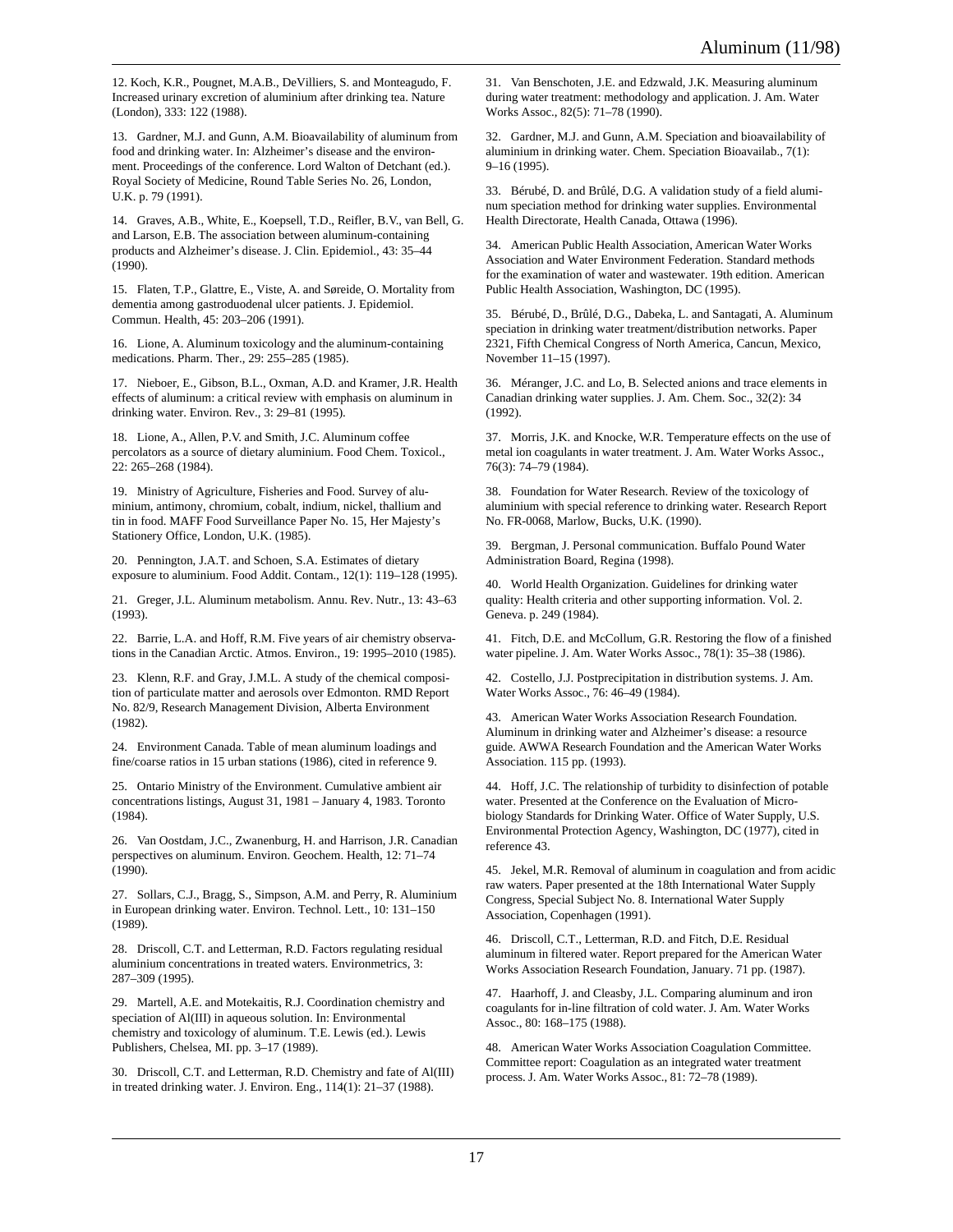12. Koch, K.R., Pougnet, M.A.B., DeVilliers, S. and Monteagudo, F. Increased urinary excretion of aluminium after drinking tea. Nature (London), 333: 122 (1988).

13. Gardner, M.J. and Gunn, A.M. Bioavailability of aluminum from food and drinking water. In: Alzheimer's disease and the environment. Proceedings of the conference. Lord Walton of Detchant (ed.). Royal Society of Medicine, Round Table Series No. 26, London, U.K. p. 79 (1991).

14. Graves, A.B., White, E., Koepsell, T.D., Reifler, B.V., van Bell, G. and Larson, E.B. The association between aluminum-containing products and Alzheimer's disease. J. Clin. Epidemiol., 43: 35–44 (1990).

15. Flaten, T.P., Glattre, E., Viste, A. and Søreide, O. Mortality from dementia among gastroduodenal ulcer patients. J. Epidemiol. Commun. Health, 45: 203–206 (1991).

16. Lione, A. Aluminum toxicology and the aluminum-containing medications. Pharm. Ther., 29: 255–285 (1985).

17. Nieboer, E., Gibson, B.L., Oxman, A.D. and Kramer, J.R. Health effects of aluminum: a critical review with emphasis on aluminum in drinking water. Environ. Rev., 3: 29–81 (1995).

18. Lione, A., Allen, P.V. and Smith, J.C. Aluminum coffee percolators as a source of dietary aluminium. Food Chem. Toxicol., 22: 265–268 (1984).

19. Ministry of Agriculture, Fisheries and Food. Survey of aluminium, antimony, chromium, cobalt, indium, nickel, thallium and tin in food. MAFF Food Surveillance Paper No. 15, Her Majesty's Stationery Office, London, U.K. (1985).

20. Pennington, J.A.T. and Schoen, S.A. Estimates of dietary exposure to aluminium. Food Addit. Contam., 12(1): 119–128 (1995).

21. Greger, J.L. Aluminum metabolism. Annu. Rev. Nutr., 13: 43–63 (1993).

22. Barrie, L.A. and Hoff, R.M. Five years of air chemistry observations in the Canadian Arctic. Atmos. Environ., 19: 1995–2010 (1985).

23. Klenn, R.F. and Gray, J.M.L. A study of the chemical composition of particulate matter and aerosols over Edmonton. RMD Report No. 82/9, Research Management Division, Alberta Environment (1982).

24. Environment Canada. Table of mean aluminum loadings and fine/coarse ratios in 15 urban stations (1986), cited in reference 9.

25. Ontario Ministry of the Environment. Cumulative ambient air concentrations listings, August 31, 1981 – January 4, 1983. Toronto (1984).

26. Van Oostdam, J.C., Zwanenburg, H. and Harrison, J.R. Canadian perspectives on aluminum. Environ. Geochem. Health, 12: 71–74 (1990).

27. Sollars, C.J., Bragg, S., Simpson, A.M. and Perry, R. Aluminium in European drinking water. Environ. Technol. Lett., 10: 131–150 (1989).

28. Driscoll, C.T. and Letterman, R.D. Factors regulating residual aluminium concentrations in treated waters. Environmetrics, 3: 287–309 (1995).

29. Martell, A.E. and Motekaitis, R.J. Coordination chemistry and speciation of Al(III) in aqueous solution. In: Environmental chemistry and toxicology of aluminum. T.E. Lewis (ed.). Lewis Publishers, Chelsea, MI. pp. 3–17 (1989).

30. Driscoll, C.T. and Letterman, R.D. Chemistry and fate of Al(III) in treated drinking water. J. Environ. Eng., 114(1): 21–37 (1988).

31. Van Benschoten, J.E. and Edzwald, J.K. Measuring aluminum during water treatment: methodology and application. J. Am. Water Works Assoc., 82(5): 71–78 (1990).

32. Gardner, M.J. and Gunn, A.M. Speciation and bioavailability of aluminium in drinking water. Chem. Speciation Bioavailab., 7(1): 9–16 (1995).

33. Bérubé, D. and Brûlé, D.G. A validation study of a field aluminum speciation method for drinking water supplies. Environmental Health Directorate, Health Canada, Ottawa (1996).

34. American Public Health Association, American Water Works Association and Water Environment Federation. Standard methods for the examination of water and wastewater. 19th edition. American Public Health Association, Washington, DC (1995).

35. Bérubé, D., Brûlé, D.G., Dabeka, L. and Santagati, A. Aluminum speciation in drinking water treatment/distribution networks. Paper 2321, Fifth Chemical Congress of North America, Cancun, Mexico, November 11–15 (1997).

36. Méranger, J.C. and Lo, B. Selected anions and trace elements in Canadian drinking water supplies. J. Am. Chem. Soc., 32(2): 34 (1992).

37. Morris, J.K. and Knocke, W.R. Temperature effects on the use of metal ion coagulants in water treatment. J. Am. Water Works Assoc., 76(3): 74–79 (1984).

38. Foundation for Water Research. Review of the toxicology of aluminium with special reference to drinking water. Research Report No. FR-0068, Marlow, Bucks, U.K. (1990).

39. Bergman, J. Personal communication. Buffalo Pound Water Administration Board, Regina (1998).

40. World Health Organization. Guidelines for drinking water quality: Health criteria and other supporting information. Vol. 2. Geneva. p. 249 (1984).

41. Fitch, D.E. and McCollum, G.R. Restoring the flow of a finished water pipeline. J. Am. Water Works Assoc., 78(1): 35–38 (1986).

42. Costello, J.J. Postprecipitation in distribution systems. J. Am. Water Works Assoc., 76: 46–49 (1984).

43. American Water Works Association Research Foundation. Aluminum in drinking water and Alzheimer's disease: a resource guide. AWWA Research Foundation and the American Water Works Association. 115 pp. (1993).

44. Hoff, J.C. The relationship of turbidity to disinfection of potable water. Presented at the Conference on the Evaluation of Microbiology Standards for Drinking Water. Office of Water Supply, U.S. Environmental Protection Agency, Washington, DC (1977), cited in reference 43.

45. Jekel, M.R. Removal of aluminum in coagulation and from acidic raw waters. Paper presented at the 18th International Water Supply Congress, Special Subject No. 8. International Water Supply Association, Copenhagen (1991).

46. Driscoll, C.T., Letterman, R.D. and Fitch, D.E. Residual aluminum in filtered water. Report prepared for the American Water Works Association Research Foundation, January. 71 pp. (1987).

47. Haarhoff, J. and Cleasby, J.L. Comparing aluminum and iron coagulants for in-line filtration of cold water. J. Am. Water Works Assoc., 80: 168–175 (1988).

48. American Water Works Association Coagulation Committee. Committee report: Coagulation as an integrated water treatment process. J. Am. Water Works Assoc., 81: 72–78 (1989).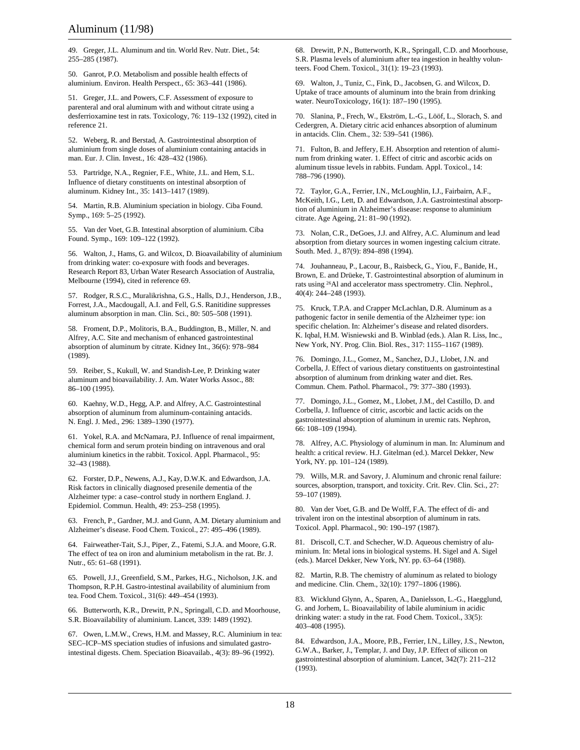49. Greger, J.L. Aluminum and tin. World Rev. Nutr. Diet., 54: 255–285 (1987).

50. Ganrot, P.O. Metabolism and possible health effects of aluminium. Environ. Health Perspect., 65: 363–441 (1986).

51. Greger, J.L. and Powers, C.F. Assessment of exposure to parenteral and oral aluminum with and without citrate using a desferrioxamine test in rats. Toxicology, 76: 119–132 (1992), cited in reference 21.

52. Weberg, R. and Berstad, A. Gastrointestinal absorption of aluminium from single doses of aluminium containing antacids in man. Eur. J. Clin. Invest., 16: 428–432 (1986).

53. Partridge, N.A., Regnier, F.E., White, J.L. and Hem, S.L. Influence of dietary constituents on intestinal absorption of aluminum. Kidney Int., 35: 1413–1417 (1989).

54. Martin, R.B. Aluminium speciation in biology. Ciba Found. Symp., 169: 5–25 (1992).

55. Van der Voet, G.B. Intestinal absorption of aluminium. Ciba Found. Symp., 169: 109–122 (1992).

56. Walton, J., Hams, G. and Wilcox, D. Bioavailability of aluminium from drinking water: co-exposure with foods and beverages. Research Report 83, Urban Water Research Association of Australia, Melbourne (1994), cited in reference 69.

57. Rodger, R.S.C., Muralikrishna, G.S., Halls, D.J., Henderson, J.B., Forrest, J.A., Macdougall, A.I. and Fell, G.S. Ranitidine suppresses aluminum absorption in man. Clin. Sci., 80: 505–508 (1991).

58. Froment, D.P., Molitoris, B.A., Buddington, B., Miller, N. and Alfrey, A.C. Site and mechanism of enhanced gastrointestinal absorption of aluminum by citrate. Kidney Int., 36(6): 978–984 (1989).

59. Reiber, S., Kukull, W. and Standish-Lee, P. Drinking water aluminum and bioavailability. J. Am. Water Works Assoc., 88: 86–100 (1995).

60. Kaehny, W.D., Hegg, A.P. and Alfrey, A.C. Gastrointestinal absorption of aluminum from aluminum-containing antacids. N. Engl. J. Med., 296: 1389–1390 (1977).

61. Yokel, R.A. and McNamara, P.J. Influence of renal impairment, chemical form and serum protein binding on intravenous and oral aluminium kinetics in the rabbit. Toxicol. Appl. Pharmacol., 95: 32–43 (1988).

62. Forster, D.P., Newens, A.J., Kay, D.W.K. and Edwardson, J.A. Risk factors in clinically diagnosed presenile dementia of the Alzheimer type: a case–control study in northern England. J. Epidemiol. Commun. Health, 49: 253–258 (1995).

63. French, P., Gardner, M.J. and Gunn, A.M. Dietary aluminium and Alzheimer's disease. Food Chem. Toxicol., 27: 495–496 (1989).

64. Fairweather-Tait, S.J., Piper, Z., Fatemi, S.J.A. and Moore, G.R. The effect of tea on iron and aluminium metabolism in the rat. Br. J. Nutr., 65: 61–68 (1991).

65. Powell, J.J., Greenfield, S.M., Parkes, H.G., Nicholson, J.K. and Thompson, R.P.H. Gastro-intestinal availability of aluminium from tea. Food Chem. Toxicol., 31(6): 449–454 (1993).

66. Butterworth, K.R., Drewitt, P.N., Springall, C.D. and Moorhouse, S.R. Bioavailability of aluminium. Lancet, 339: 1489 (1992).

67. Owen, L.M.W., Crews, H.M. and Massey, R.C. Aluminium in tea: SEC–ICP–MS speciation studies of infusions and simulated gastro-intestinal digests. Chem. Speciation Bioavailab., 4(3): 89–96 (1992).

68. Drewitt, P.N., Butterworth, K.R., Springall, C.D. and Moorhouse, S.R. Plasma levels of aluminium after tea ingestion in healthy volunteers. Food Chem. Toxicol., 31(1): 19–23 (1993).

69. Walton, J., Tuniz, C., Fink, D., Jacobsen, G. and Wilcox, D. Uptake of trace amounts of aluminum into the brain from drinking water. NeuroToxicology, 16(1): 187–190 (1995).

70. Slanina, P., Frech, W., Ekström, L.-G., Lööf, L., Slorach, S. and Cedergren, A. Dietary citric acid enhances absorption of aluminum in antacids. Clin. Chem., 32: 539–541 (1986).

71. Fulton, B. and Jeffery, E.H. Absorption and retention of aluminum from drinking water. 1. Effect of citric and ascorbic acids on aluminum tissue levels in rabbits. Fundam. Appl. Toxicol., 14: 788–796 (1990).

72. Taylor, G.A., Ferrier, I.N., McLoughlin, I.J., Fairbairn, A.F., McKeith, I.G., Lett, D. and Edwardson, J.A. Gastrointestinal absorption of aluminium in Alzheimer's disease: response to aluminium citrate. Age Ageing, 21: 81–90 (1992).

73. Nolan, C.R., DeGoes, J.J. and Alfrey, A.C. Aluminum and lead absorption from dietary sources in women ingesting calcium citrate. South. Med. J., 87(9): 894–898 (1994).

74. Jouhanneau, P., Lacour, B., Raisbeck, G., Yiou, F., Banide, H., Brown, E. and Drüeke, T. Gastrointestinal absorption of aluminum in rats using $^{26}$Al and accelerator mass spectrometry. Clin. Nephrol., 40(4): 244–248 (1993).

75. Kruck, T.P.A. and Crapper McLachlan, D.R. Aluminum as a pathogenic factor in senile dementia of the Alzheimer type: ion specific chelation. In: Alzheimer's disease and related disorders. K. Iqbal, H.M. Wisniewski and B. Winblad (eds.). Alan R. Liss, Inc., New York, NY. Prog. Clin. Biol. Res., 317: 1155–1167 (1989).

76. Domingo, J.L., Gomez, M., Sanchez, D.J., Llobet, J.N. and Corbella, J. Effect of various dietary constituents on gastrointestinal absorption of aluminum from drinking water and diet. Res. Commun. Chem. Pathol. Pharmacol., 79: 377–380 (1993).

77. Domingo, J.L., Gomez, M., Llobet, J.M., del Castillo, D. and Corbella, J. Influence of citric, ascorbic and lactic acids on the gastrointestinal absorption of aluminum in uremic rats. Nephron, 66: 108–109 (1994).

78. Alfrey, A.C. Physiology of aluminum in man. In: Aluminum and health: a critical review. H.J. Gitelman (ed.). Marcel Dekker, New York, NY. pp. 101–124 (1989).

79. Wills, M.R. and Savory, J. Aluminum and chronic renal failure: sources, absorption, transport, and toxicity. Crit. Rev. Clin. Sci., 27: 59–107 (1989).

80. Van der Voet, G.B. and De Wolff, F.A. The effect of di- and trivalent iron on the intestinal absorption of aluminum in rats. Toxicol. Appl. Pharmacol., 90: 190–197 (1987).

81. Driscoll, C.T. and Schecher, W.D. Aqueous chemistry of aluminium. In: Metal ions in biological systems. H. Sigel and A. Sigel (eds.). Marcel Dekker, New York, NY. pp. 63–64 (1988).

82. Martin, R.B. The chemistry of aluminum as related to biology and medicine. Clin. Chem., 32(10): 1797–1806 (1986).

83. Wicklund Glynn, A., Sparen, A., Danielsson, L.-G., Haegglund, G. and Jorhem, L. Bioavailability of labile aluminium in acidic drinking water: a study in the rat. Food Chem. Toxicol., 33(5): 403–408 (1995).

84. Edwardson, J.A., Moore, P.B., Ferrier, I.N., Lilley, J.S., Newton, G.W.A., Barker, J., Templar, J. and Day, J.P. Effect of silicon on gastrointestinal absorption of aluminium. Lancet, 342(7): 211–212 (1993).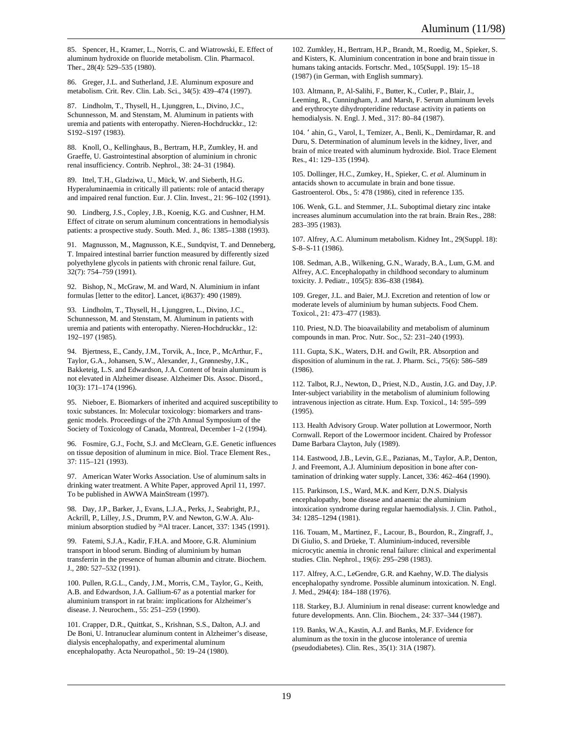85. Spencer, H., Kramer, L., Norris, C. and Wiatrowski, E. Effect of aluminum hydroxide on fluoride metabolism. Clin. Pharmacol. Ther., 28(4): 529–535 (1980).

86. Greger, J.L. and Sutherland, J.E. Aluminum exposure and metabolism. Crit. Rev. Clin. Lab. Sci., 34(5): 439–474 (1997).

87. Lindholm, T., Thysell, H., Ljunggren, L., Divino, J.C., Schunnesson, M. and Stenstam, M. Aluminum in patients with uremia and patients with enteropathy. Nieren-Hochdruckkr., 12: S192–S197 (1983).

88. Knoll, O., Kellinghaus, B., Bertram, H.P., Zumkley, H. and Graeffe, U. Gastrointestinal absorption of aluminium in chronic renal insufficiency. Contrib. Nephrol., 38: 24–31 (1984).

89. Ittel, T.H., Gladziwa, U., Mück, W. and Sieberth, H.G. Hyperaluminaemia in critically ill patients: role of antacid therapy and impaired renal function. Eur. J. Clin. Invest., 21: 96–102 (1991).

90. Lindberg, J.S., Copley, J.B., Koenig, K.G. and Cushner, H.M. Effect of citrate on serum aluminum concentrations in hemodialysis patients: a prospective study. South. Med. J., 86: 1385–1388 (1993).

91. Magnusson, M., Magnusson, K.E., Sundqvist, T. and Denneberg, T. Impaired intestinal barrier function measured by differently sized polyethylene glycols in patients with chronic renal failure. Gut, 32(7): 754–759 (1991).

92. Bishop, N., McGraw, M. and Ward, N. Aluminium in infant formulas [letter to the editor]. Lancet, i(8637): 490 (1989).

93. Lindholm, T., Thysell, H., Ljunggren, L., Divino, J.C., Schunnesson, M. and Stenstam, M. Aluminum in patients with uremia and patients with enteropathy. Nieren-Hochdruckkr., 12: 192–197 (1985).

94. Bjertness, E., Candy, J.M., Torvik, A., Ince, P., McArthur, F., Taylor, G.A., Johansen, S.W., Alexander, J., Grønnesby, J.K., Bakketeig, L.S. and Edwardson, J.A. Content of brain aluminum is not elevated in Alzheimer disease. Alzheimer Dis. Assoc. Disord., 10(3): 171–174 (1996).

95. Nieboer, E. Biomarkers of inherited and acquired susceptibility to toxic substances. In: Molecular toxicology: biomarkers and transgenic models. Proceedings of the 27th Annual Symposium of the Society of Toxicology of Canada, Montreal, December 1–2 (1994).

96. Fosmire, G.J., Focht, S.J. and McClearn, G.E. Genetic influences on tissue deposition of aluminum in mice. Biol. Trace Element Res., 37: 115–121 (1993).

97. American Water Works Association. Use of aluminum salts in drinking water treatment. A White Paper, approved April 11, 1997. To be published in AWWA MainStream (1997).

98. Day, J.P., Barker, J., Evans, L.J.A., Perks, J., Seabright, P.J., Ackrill, P., Lilley, J.S., Drumm, P.V. and Newton, G.W.A. Aluminium absorption studied by $^{26}$Al tracer. Lancet, 337: 1345 (1991).

99. Fatemi, S.J.A., Kadir, F.H.A. and Moore, G.R. Aluminium transport in blood serum. Binding of aluminium by human transferrin in the presence of human albumin and citrate. Biochem. J., 280: 527–532 (1991).

100. Pullen, R.G.L., Candy, J.M., Morris, C.M., Taylor, G., Keith, A.B. and Edwardson, J.A. Gallium-67 as a potential marker for aluminium transport in rat brain: implications for Alzheimer's disease. J. Neurochem., 55: 251–259 (1990).

101. Crapper, D.R., Quittkat, S., Krishnan, S.S., Dalton, A.J. and De Boni, U. Intranuclear aluminum content in Alzheimer's disease, dialysis encephalopathy, and experimental aluminum encephalopathy. Acta Neuropathol., 50: 19–24 (1980).

102. Zumkley, H., Bertram, H.P., Brandt, M., Roedig, M., Spieker, S. and Kisters, K. Aluminium concentration in bone and brain tissue in humans taking antacids. Fortschr. Med., 105(Suppl. 19): 15–18 (1987) (in German, with English summary).

103. Altmann, P., Al-Salihi, F., Butter, K., Cutler, P., Blair, J., Leeming, R., Cunningham, J. and Marsh, F. Serum aluminum levels and erythrocyte dihydropteridine reductase activity in patients on hemodialysis. N. Engl. J. Med., 317: 80–84 (1987).

104. ʻahin, G., Varol, I., Temizer, A., Benli, K., Demirdamar, R. and Duru, S. Determination of aluminum levels in the kidney, liver, and brain of mice treated with aluminum hydroxide. Biol. Trace Element Res., 41: 129–135 (1994).

105. Dollinger, H.C., Zumkey, H., Spieker, C. *et al.* Aluminum in antacids shown to accumulate in brain and bone tissue. Gastroenterol. Obs., 5: 478 (1986), cited in reference 135.

106. Wenk, G.L. and Stemmer, J.L. Suboptimal dietary zinc intake increases aluminum accumulation into the rat brain. Brain Res., 288: 283–395 (1983).

107. Alfrey, A.C. Aluminum metabolism. Kidney Int., 29(Suppl. 18): S-8–S-11 (1986).

108. Sedman, A.B., Wilkening, G.N., Warady, B.A., Lum, G.M. and Alfrey, A.C. Encephalopathy in childhood secondary to aluminum toxicity. J. Pediatr., 105(5): 836–838 (1984).

109. Greger, J.L. and Baier, M.J. Excretion and retention of low or moderate levels of aluminium by human subjects. Food Chem. Toxicol., 21: 473–477 (1983).

110. Priest, N.D. The bioavailability and metabolism of aluminum compounds in man. Proc. Nutr. Soc., 52: 231–240 (1993).

111. Gupta, S.K., Waters, D.H. and Gwilt, P.R. Absorption and disposition of aluminum in the rat. J. Pharm. Sci., 75(6): 586–589 (1986).

112. Talbot, R.J., Newton, D., Priest, N.D., Austin, J.G. and Day, J.P. Inter-subject variability in the metabolism of aluminium following intravenous injection as citrate. Hum. Exp. Toxicol., 14: 595–599 (1995).

113. Health Advisory Group. Water pollution at Lowermoor, North Cornwall. Report of the Lowermoor incident. Chaired by Professor Dame Barbara Clayton, July (1989).

114. Eastwood, J.B., Levin, G.E., Pazianas, M., Taylor, A.P., Denton, J. and Freemont, A.J. Aluminium deposition in bone after contamination of drinking water supply. Lancet, 336: 462–464 (1990).

115. Parkinson, I.S., Ward, M.K. and Kerr, D.N.S. Dialysis encephalopathy, bone disease and anaemia: the aluminium intoxication syndrome during regular haemodialysis. J. Clin. Pathol., 34: 1285–1294 (1981).

116. Touam, M., Martinez, F., Lacour, B., Bourdon, R., Zingraff, J., Di Giulio, S. and Drüeke, T. Aluminium-induced, reversible microcytic anemia in chronic renal failure: clinical and experimental studies. Clin. Nephrol., 19(6): 295–298 (1983).

117. Alfrey, A.C., LeGendre, G.R. and Kaehny, W.D. The dialysis encephalopathy syndrome. Possible aluminum intoxication. N. Engl. J. Med., 294(4): 184–188 (1976).

118. Starkey, B.J. Aluminium in renal disease: current knowledge and future developments. Ann. Clin. Biochem., 24: 337–344 (1987).

119. Banks, W.A., Kastin, A.J. and Banks, M.F. Evidence for aluminum as the toxin in the glucose intolerance of uremia (pseudodiabetes). Clin. Res., 35(1): 31A (1987).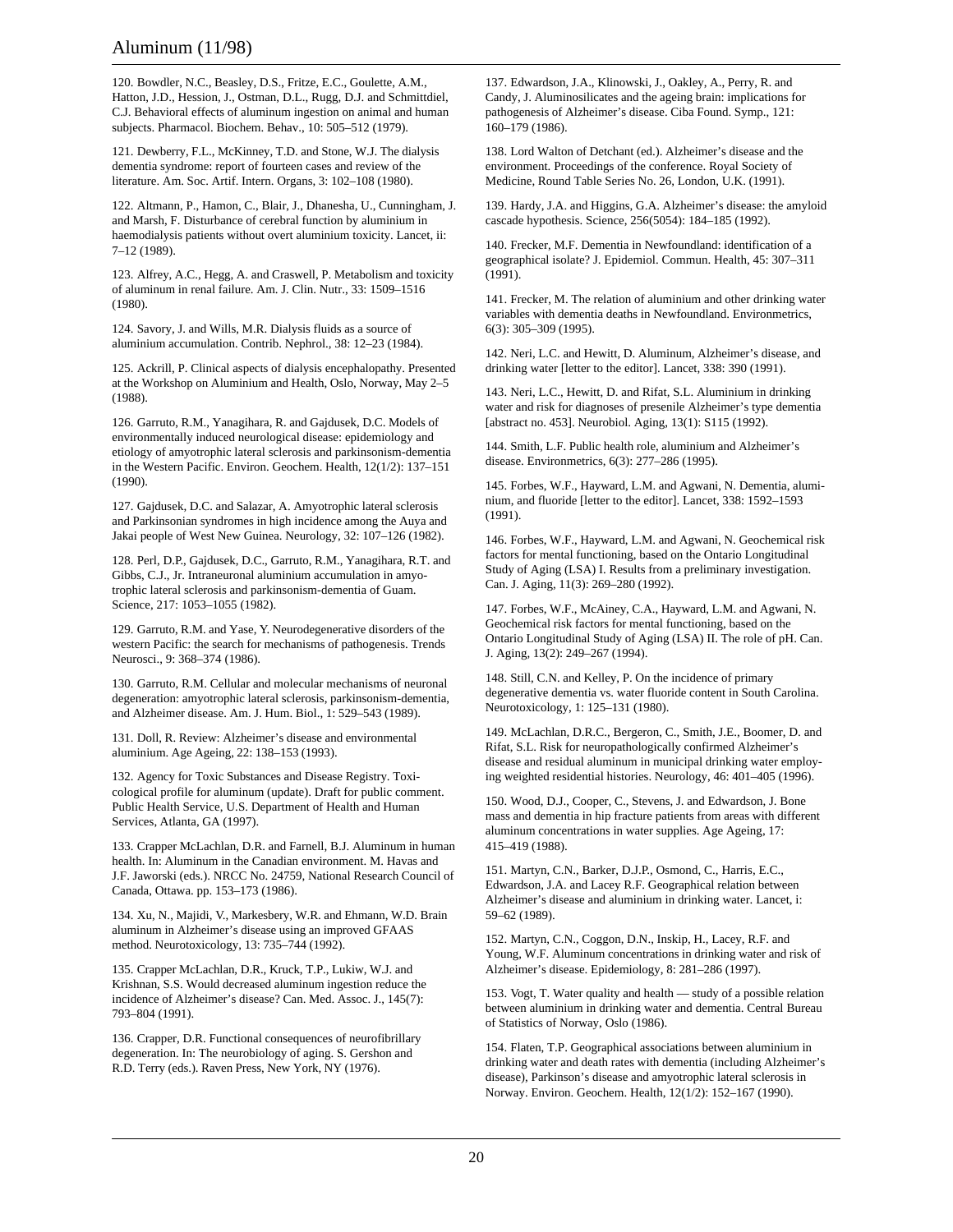120. Bowdler, N.C., Beasley, D.S., Fritze, E.C., Goulette, A.M., Hatton, J.D., Hession, J., Ostman, D.L., Rugg, D.J. and Schmittdiel, C.J. Behavioral effects of aluminum ingestion on animal and human subjects. Pharmacol. Biochem. Behav., 10: 505–512 (1979).

121. Dewberry, F.L., McKinney, T.D. and Stone, W.J. The dialysis dementia syndrome: report of fourteen cases and review of the literature. Am. Soc. Artif. Intern. Organs, 3: 102–108 (1980).

122. Altmann, P., Hamon, C., Blair, J., Dhanesha, U., Cunningham, J. and Marsh, F. Disturbance of cerebral function by aluminium in haemodialysis patients without overt aluminium toxicity. Lancet, ii: 7–12 (1989).

123. Alfrey, A.C., Hegg, A. and Craswell, P. Metabolism and toxicity of aluminum in renal failure. Am. J. Clin. Nutr., 33: 1509–1516 (1980).

124. Savory, J. and Wills, M.R. Dialysis fluids as a source of aluminium accumulation. Contrib. Nephrol., 38: 12–23 (1984).

125. Ackrill, P. Clinical aspects of dialysis encephalopathy. Presented at the Workshop on Aluminium and Health, Oslo, Norway, May 2–5 (1988).

126. Garruto, R.M., Yanagihara, R. and Gajdusek, D.C. Models of environmentally induced neurological disease: epidemiology and etiology of amyotrophic lateral sclerosis and parkinsonism-dementia in the Western Pacific. Environ. Geochem. Health, 12(1/2): 137–151 (1990).

127. Gajdusek, D.C. and Salazar, A. Amyotrophic lateral sclerosis and Parkinsonian syndromes in high incidence among the Auya and Jakai people of West New Guinea. Neurology, 32: 107–126 (1982).

128. Perl, D.P., Gajdusek, D.C., Garruto, R.M., Yanagihara, R.T. and Gibbs, C.J., Jr. Intraneuronal aluminium accumulation in amyotrophic lateral sclerosis and parkinsonism-dementia of Guam. Science, 217: 1053–1055 (1982).

129. Garruto, R.M. and Yase, Y. Neurodegenerative disorders of the western Pacific: the search for mechanisms of pathogenesis. Trends Neurosci., 9: 368–374 (1986).

130. Garruto, R.M. Cellular and molecular mechanisms of neuronal degeneration: amyotrophic lateral sclerosis, parkinsonism-dementia, and Alzheimer disease. Am. J. Hum. Biol., 1: 529–543 (1989).

131. Doll, R. Review: Alzheimer's disease and environmental aluminium. Age Ageing, 22: 138–153 (1993).

132. Agency for Toxic Substances and Disease Registry. Toxicological profile for aluminum (update). Draft for public comment. Public Health Service, U.S. Department of Health and Human Services, Atlanta, GA (1997).

133. Crapper McLachlan, D.R. and Farnell, B.J. Aluminum in human health. In: Aluminum in the Canadian environment. M. Havas and J.F. Jaworski (eds.). NRCC No. 24759, National Research Council of Canada, Ottawa. pp. 153–173 (1986).

134. Xu, N., Majidi, V., Markesbery, W.R. and Ehmann, W.D. Brain aluminum in Alzheimer's disease using an improved GFAAS method. Neurotoxicology, 13: 735–744 (1992).

135. Crapper McLachlan, D.R., Kruck, T.P., Lukiw, W.J. and Krishnan, S.S. Would decreased aluminum ingestion reduce the incidence of Alzheimer's disease? Can. Med. Assoc. J., 145(7): 793–804 (1991).

136. Crapper, D.R. Functional consequences of neurofibrillary degeneration. In: The neurobiology of aging. S. Gershon and R.D. Terry (eds.). Raven Press, New York, NY (1976).

137. Edwardson, J.A., Klinowski, J., Oakley, A., Perry, R. and Candy, J. Aluminosilicates and the ageing brain: implications for pathogenesis of Alzheimer's disease. Ciba Found. Symp., 121: 160–179 (1986).

138. Lord Walton of Detchant (ed.). Alzheimer's disease and the environment. Proceedings of the conference. Royal Society of Medicine, Round Table Series No. 26, London, U.K. (1991).

139. Hardy, J.A. and Higgins, G.A. Alzheimer's disease: the amyloid cascade hypothesis. Science, 256(5054): 184–185 (1992).

140. Frecker, M.F. Dementia in Newfoundland: identification of a geographical isolate? J. Epidemiol. Commun. Health, 45: 307–311 (1991).

141. Frecker, M. The relation of aluminium and other drinking water variables with dementia deaths in Newfoundland. Environmetrics, 6(3): 305–309 (1995).

142. Neri, L.C. and Hewitt, D. Aluminum, Alzheimer's disease, and drinking water [letter to the editor]. Lancet, 338: 390 (1991).

143. Neri, L.C., Hewitt, D. and Rifat, S.L. Aluminium in drinking water and risk for diagnoses of presenile Alzheimer's type dementia [abstract no. 453]. Neurobiol. Aging, 13(1): S115 (1992).

144. Smith, L.F. Public health role, aluminium and Alzheimer's disease. Environmetrics, 6(3): 277–286 (1995).

145. Forbes, W.F., Hayward, L.M. and Agwani, N. Dementia, aluminium, and fluoride [letter to the editor]. Lancet, 338: 1592–1593 (1991).

146. Forbes, W.F., Hayward, L.M. and Agwani, N. Geochemical risk factors for mental functioning, based on the Ontario Longitudinal Study of Aging (LSA) I. Results from a preliminary investigation. Can. J. Aging, 11(3): 269–280 (1992).

147. Forbes, W.F., McAiney, C.A., Hayward, L.M. and Agwani, N. Geochemical risk factors for mental functioning, based on the Ontario Longitudinal Study of Aging (LSA) II. The role of pH. Can. J. Aging, 13(2): 249–267 (1994).

148. Still, C.N. and Kelley, P. On the incidence of primary degenerative dementia vs. water fluoride content in South Carolina. Neurotoxicology, 1: 125–131 (1980).

149. McLachlan, D.R.C., Bergeron, C., Smith, J.E., Boomer, D. and Rifat, S.L. Risk for neuropathologically confirmed Alzheimer's disease and residual aluminum in municipal drinking water employing weighted residential histories. Neurology, 46: 401–405 (1996).

150. Wood, D.J., Cooper, C., Stevens, J. and Edwardson, J. Bone mass and dementia in hip fracture patients from areas with different aluminum concentrations in water supplies. Age Ageing, 17: 415–419 (1988).

151. Martyn, C.N., Barker, D.J.P., Osmond, C., Harris, E.C., Edwardson, J.A. and Lacey R.F. Geographical relation between Alzheimer's disease and aluminium in drinking water. Lancet, i: 59–62 (1989).

152. Martyn, C.N., Coggon, D.N., Inskip, H., Lacey, R.F. and Young, W.F. Aluminum concentrations in drinking water and risk of Alzheimer's disease. Epidemiology, 8: 281–286 (1997).

153. Vogt, T. Water quality and health — study of a possible relation between aluminium in drinking water and dementia. Central Bureau of Statistics of Norway, Oslo (1986).

154. Flaten, T.P. Geographical associations between aluminium in drinking water and death rates with dementia (including Alzheimer's disease), Parkinson's disease and amyotrophic lateral sclerosis in Norway. Environ. Geochem. Health, 12(1/2): 152–167 (1990).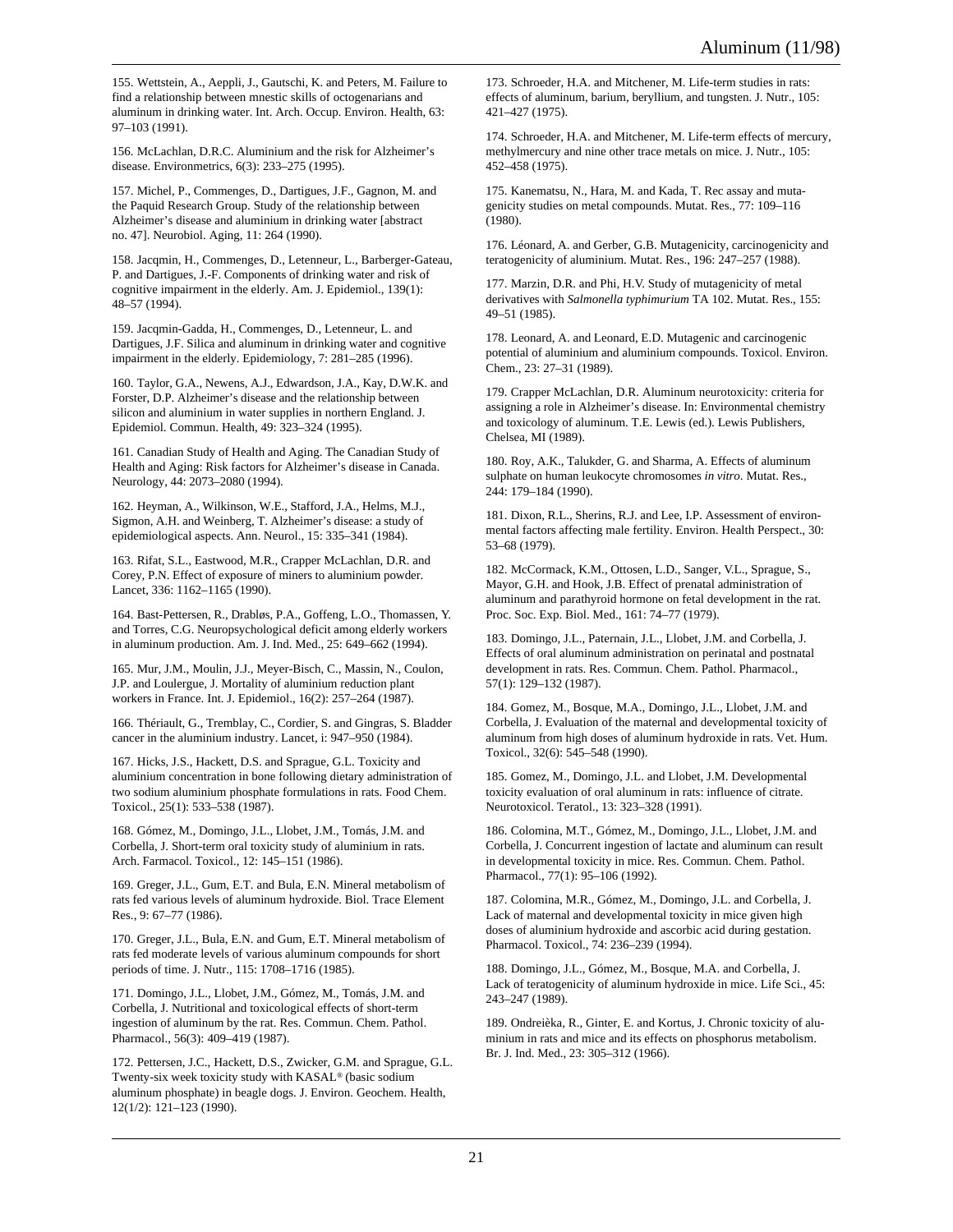155. Wettstein, A., Aeppli, J., Gautschi, K. and Peters, M. Failure to find a relationship between mnestic skills of octogenarians and aluminum in drinking water. Int. Arch. Occup. Environ. Health, 63: 97–103 (1991).

156. McLachlan, D.R.C. Aluminium and the risk for Alzheimer's disease. Environmetrics, 6(3): 233–275 (1995).

157. Michel, P., Commenges, D., Dartigues, J.F., Gagnon, M. and the Paquid Research Group. Study of the relationship between Alzheimer's disease and aluminium in drinking water [abstract no. 47]. Neurobiol. Aging, 11: 264 (1990).

158. Jacqmin, H., Commenges, D., Letenneur, L., Barberger-Gateau, P. and Dartigues, J.-F. Components of drinking water and risk of cognitive impairment in the elderly. Am. J. Epidemiol., 139(1): 48–57 (1994).

159. Jacqmin-Gadda, H., Commenges, D., Letenneur, L. and Dartigues, J.F. Silica and aluminum in drinking water and cognitive impairment in the elderly. Epidemiology, 7: 281–285 (1996).

160. Taylor, G.A., Newens, A.J., Edwardson, J.A., Kay, D.W.K. and Forster, D.P. Alzheimer's disease and the relationship between silicon and aluminium in water supplies in northern England. J. Epidemiol. Commun. Health, 49: 323–324 (1995).

161. Canadian Study of Health and Aging. The Canadian Study of Health and Aging: Risk factors for Alzheimer's disease in Canada. Neurology, 44: 2073–2080 (1994).

162. Heyman, A., Wilkinson, W.E., Stafford, J.A., Helms, M.J., Sigmon, A.H. and Weinberg, T. Alzheimer's disease: a study of epidemiological aspects. Ann. Neurol., 15: 335–341 (1984).

163. Rifat, S.L., Eastwood, M.R., Crapper McLachlan, D.R. and Corey, P.N. Effect of exposure of miners to aluminium powder. Lancet, 336: 1162–1165 (1990).

164. Bast-Pettersen, R., Drabløs, P.A., Goffeng, L.O., Thomassen, Y. and Torres, C.G. Neuropsychological deficit among elderly workers in aluminum production. Am. J. Ind. Med., 25: 649–662 (1994).

165. Mur, J.M., Moulin, J.J., Meyer-Bisch, C., Massin, N., Coulon, J.P. and Loulergue, J. Mortality of aluminium reduction plant workers in France. Int. J. Epidemiol., 16(2): 257–264 (1987).

166. Thériault, G., Tremblay, C., Cordier, S. and Gingras, S. Bladder cancer in the aluminium industry. Lancet, i: 947–950 (1984).

167. Hicks, J.S., Hackett, D.S. and Sprague, G.L. Toxicity and aluminium concentration in bone following dietary administration of two sodium aluminium phosphate formulations in rats. Food Chem. Toxicol., 25(1): 533–538 (1987).

168. Gómez, M., Domingo, J.L., Llobet, J.M., Tomás, J.M. and Corbella, J. Short-term oral toxicity study of aluminium in rats. Arch. Farmacol. Toxicol., 12: 145–151 (1986).

169. Greger, J.L., Gum, E.T. and Bula, E.N. Mineral metabolism of rats fed various levels of aluminum hydroxide. Biol. Trace Element Res., 9: 67–77 (1986).

170. Greger, J.L., Bula, E.N. and Gum, E.T. Mineral metabolism of rats fed moderate levels of various aluminum compounds for short periods of time. J. Nutr., 115: 1708–1716 (1985).

171. Domingo, J.L., Llobet, J.M., Gómez, M., Tomás, J.M. and Corbella, J. Nutritional and toxicological effects of short-term ingestion of aluminum by the rat. Res. Commun. Chem. Pathol. Pharmacol., 56(3): 409–419 (1987).

172. Pettersen, J.C., Hackett, D.S., Zwicker, G.M. and Sprague, G.L. Twenty-six week toxicity study with KASAL® (basic sodium aluminum phosphate) in beagle dogs. J. Environ. Geochem. Health, 12(1/2): 121–123 (1990).

173. Schroeder, H.A. and Mitchener, M. Life-term studies in rats: effects of aluminum, barium, beryllium, and tungsten. J. Nutr., 105: 421–427 (1975).

174. Schroeder, H.A. and Mitchener, M. Life-term effects of mercury, methylmercury and nine other trace metals on mice. J. Nutr., 105: 452–458 (1975).

175. Kanematsu, N., Hara, M. and Kada, T. Rec assay and mutagenicity studies on metal compounds. Mutat. Res., 77: 109–116 (1980).

176. Léonard, A. and Gerber, G.B. Mutagenicity, carcinogenicity and teratogenicity of aluminium. Mutat. Res., 196: 247–257 (1988).

177. Marzin, D.R. and Phi, H.V. Study of mutagenicity of metal derivatives with *Salmonella typhimurium* TA 102. Mutat. Res., 155: 49–51 (1985).

178. Leonard, A. and Leonard, E.D. Mutagenic and carcinogenic potential of aluminium and aluminium compounds. Toxicol. Environ. Chem., 23: 27–31 (1989).

179. Crapper McLachlan, D.R. Aluminum neurotoxicity: criteria for assigning a role in Alzheimer's disease. In: Environmental chemistry and toxicology of aluminum. T.E. Lewis (ed.). Lewis Publishers, Chelsea, MI (1989).

180. Roy, A.K., Talukder, G. and Sharma, A. Effects of aluminum sulphate on human leukocyte chromosomes *in vitro*. Mutat. Res., 244: 179–184 (1990).

181. Dixon, R.L., Sherins, R.J. and Lee, I.P. Assessment of environmental factors affecting male fertility. Environ. Health Perspect., 30: 53–68 (1979).

182. McCormack, K.M., Ottosen, L.D., Sanger, V.L., Sprague, S., Mayor, G.H. and Hook, J.B. Effect of prenatal administration of aluminum and parathyroid hormone on fetal development in the rat. Proc. Soc. Exp. Biol. Med., 161: 74–77 (1979).

183. Domingo, J.L., Paternain, J.L., Llobet, J.M. and Corbella, J. Effects of oral aluminum administration on perinatal and postnatal development in rats. Res. Commun. Chem. Pathol. Pharmacol., 57(1): 129–132 (1987).

184. Gomez, M., Bosque, M.A., Domingo, J.L., Llobet, J.M. and Corbella, J. Evaluation of the maternal and developmental toxicity of aluminum from high doses of aluminum hydroxide in rats. Vet. Hum. Toxicol., 32(6): 545–548 (1990).

185. Gomez, M., Domingo, J.L. and Llobet, J.M. Developmental toxicity evaluation of oral aluminum in rats: influence of citrate. Neurotoxicol. Teratol., 13: 323–328 (1991).

186. Colomina, M.T., Gómez, M., Domingo, J.L., Llobet, J.M. and Corbella, J. Concurrent ingestion of lactate and aluminum can result in developmental toxicity in mice. Res. Commun. Chem. Pathol. Pharmacol., 77(1): 95–106 (1992).

187. Colomina, M.R., Gómez, M., Domingo, J.L. and Corbella, J. Lack of maternal and developmental toxicity in mice given high doses of aluminium hydroxide and ascorbic acid during gestation. Pharmacol. Toxicol., 74: 236–239 (1994).

188. Domingo, J.L., Gómez, M., Bosque, M.A. and Corbella, J. Lack of teratogenicity of aluminum hydroxide in mice. Life Sci., 45: 243–247 (1989).

189. Ondreièka, R., Ginter, E. and Kortus, J. Chronic toxicity of aluminium in rats and mice and its effects on phosphorus metabolism. Br. J. Ind. Med., 23: 305–312 (1966).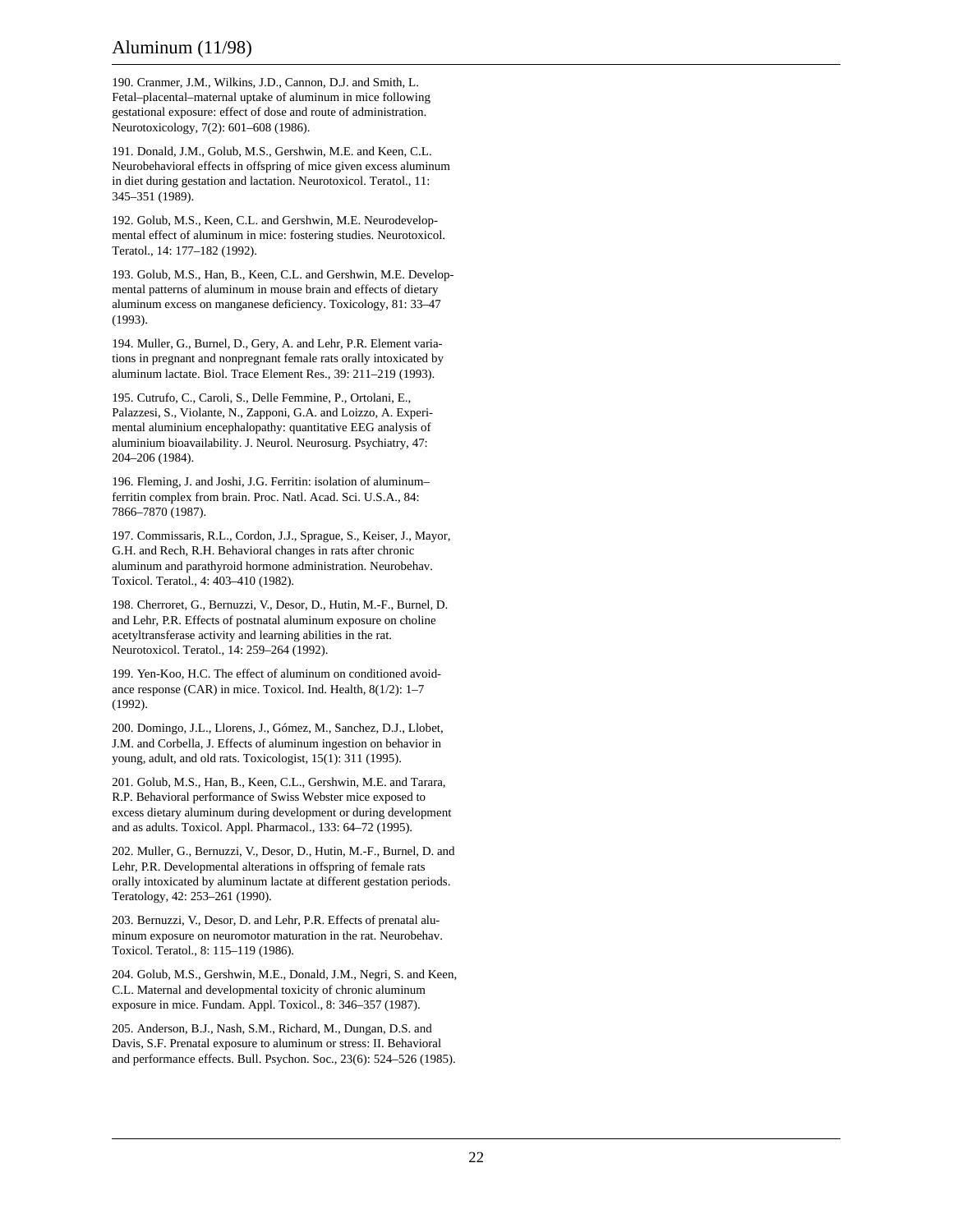190. Cranmer, J.M., Wilkins, J.D., Cannon, D.J. and Smith, L. Fetal–placental–maternal uptake of aluminum in mice following gestational exposure: effect of dose and route of administration. Neurotoxicology, 7(2): 601–608 (1986).

191. Donald, J.M., Golub, M.S., Gershwin, M.E. and Keen, C.L. Neurobehavioral effects in offspring of mice given excess aluminum in diet during gestation and lactation. Neurotoxicol. Teratol., 11: 345–351 (1989).

192. Golub, M.S., Keen, C.L. and Gershwin, M.E. Neurodevelopmental effect of aluminum in mice: fostering studies. Neurotoxicol. Teratol., 14: 177–182 (1992).

193. Golub, M.S., Han, B., Keen, C.L. and Gershwin, M.E. Developmental patterns of aluminum in mouse brain and effects of dietary aluminum excess on manganese deficiency. Toxicology, 81: 33–47 (1993).

194. Muller, G., Burnel, D., Gery, A. and Lehr, P.R. Element variations in pregnant and nonpregnant female rats orally intoxicated by aluminum lactate. Biol. Trace Element Res., 39: 211–219 (1993).

195. Cutrufo, C., Caroli, S., Delle Femmine, P., Ortolani, E., Palazzesi, S., Violante, N., Zapponi, G.A. and Loizzo, A. Experimental aluminium encephalopathy: quantitative EEG analysis of aluminium bioavailability. J. Neurol. Neurosurg. Psychiatry, 47: 204–206 (1984).

196. Fleming, J. and Joshi, J.G. Ferritin: isolation of aluminum–ferritin complex from brain. Proc. Natl. Acad. Sci. U.S.A., 84: 7866–7870 (1987).

197. Commissaris, R.L., Cordon, J.J., Sprague, S., Keiser, J., Mayor, G.H. and Rech, R.H. Behavioral changes in rats after chronic aluminum and parathyroid hormone administration. Neurobehav. Toxicol. Teratol., 4: 403–410 (1982).

198. Cherroret, G., Bernuzzi, V., Desor, D., Hutin, M.-F., Burnel, D. and Lehr, P.R. Effects of postnatal aluminum exposure on choline acetyltransferase activity and learning abilities in the rat. Neurotoxicol. Teratol., 14: 259–264 (1992).

199. Yen-Koo, H.C. The effect of aluminum on conditioned avoidance response (CAR) in mice. Toxicol. Ind. Health, 8(1/2): 1–7 (1992).

200. Domingo, J.L., Llorens, J., Gómez, M., Sanchez, D.J., Llobet, J.M. and Corbella, J. Effects of aluminum ingestion on behavior in young, adult, and old rats. Toxicologist, 15(1): 311 (1995).

201. Golub, M.S., Han, B., Keen, C.L., Gershwin, M.E. and Tarara, R.P. Behavioral performance of Swiss Webster mice exposed to excess dietary aluminum during development or during development and as adults. Toxicol. Appl. Pharmacol., 133: 64–72 (1995).

202. Muller, G., Bernuzzi, V., Desor, D., Hutin, M.-F., Burnel, D. and Lehr, P.R. Developmental alterations in offspring of female rats orally intoxicated by aluminum lactate at different gestation periods. Teratology, 42: 253–261 (1990).

203. Bernuzzi, V., Desor, D. and Lehr, P.R. Effects of prenatal aluminum exposure on neuromotor maturation in the rat. Neurobehav. Toxicol. Teratol., 8: 115–119 (1986).

204. Golub, M.S., Gershwin, M.E., Donald, J.M., Negri, S. and Keen, C.L. Maternal and developmental toxicity of chronic aluminum exposure in mice. Fundam. Appl. Toxicol., 8: 346–357 (1987).

205. Anderson, B.J., Nash, S.M., Richard, M., Dungan, D.S. and Davis, S.F. Prenatal exposure to aluminum or stress: II. Behavioral and performance effects. Bull. Psychon. Soc., 23(6): 524–526 (1985).